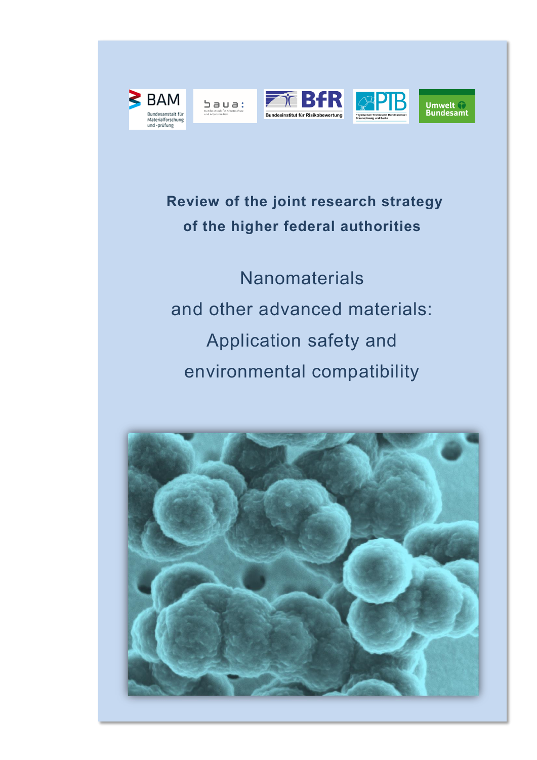**Review of the joint research strategy of the higher federal authorities**

# Nanomaterials and other advanced materials: Application safety and environmental compatibility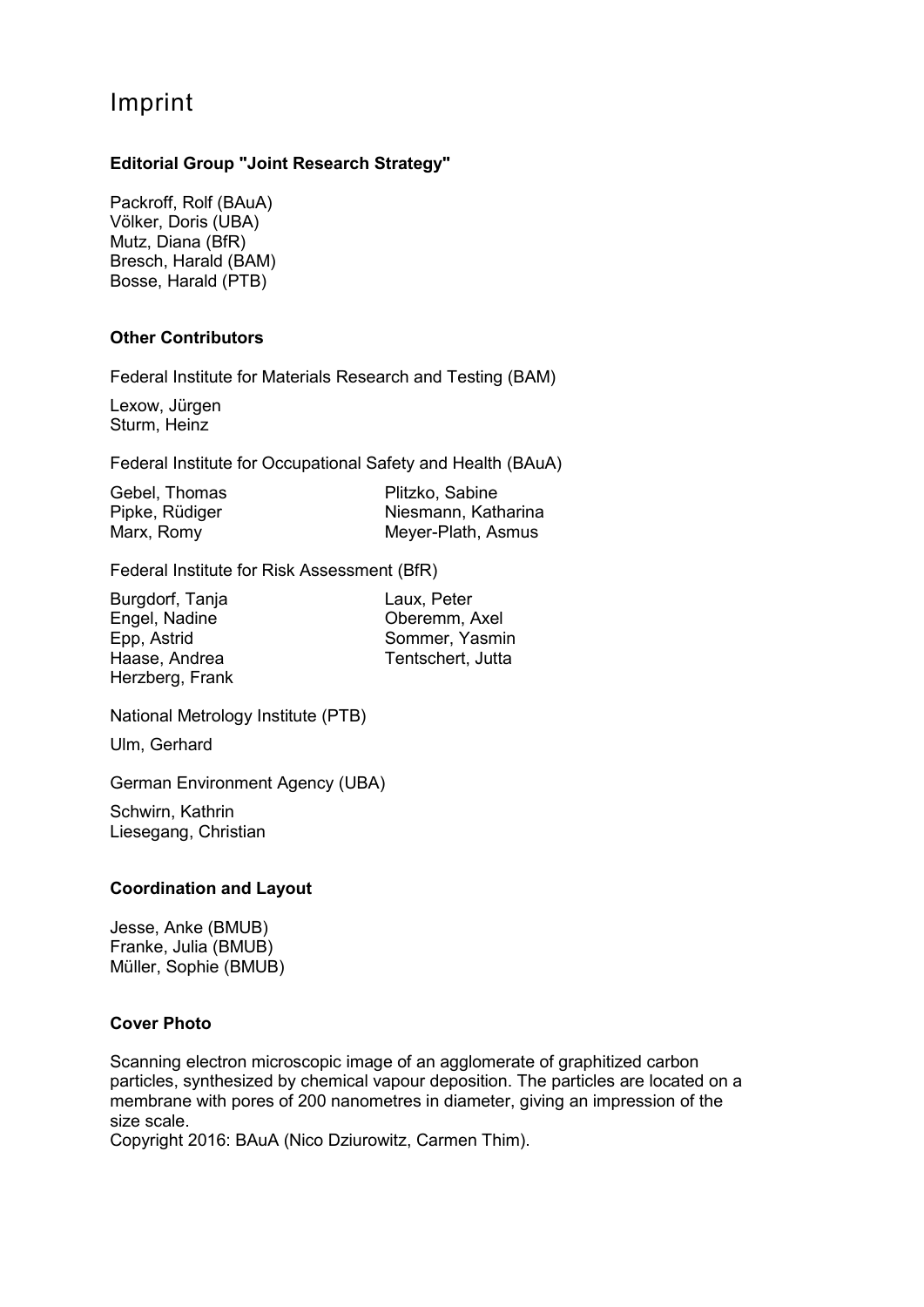# Imprint

**Editorial Group "Joint Research Strategy"**

Packroff, Rolf (BAuA)
Völker, Doris (UBA)
Mutz, Diana (BfR)
Bresch, Harald (BAM)
Bosse, Harald (PTB)

**Other Contributors**

Federal Institute for Materials Research and Testing (BAM)

Lexow, Jürgen
Sturm, Heinz

Federal Institute for Occupational Safety and Health (BAuA)

Gebel, Thomas
Pipke, Rüdiger
Marx, Romy
Plitzko, Sabine
Niesmann, Katharina
Meyer-Plath, Asmus

Federal Institute for Risk Assessment (BfR)

Burgdorf, Tanja
Engel, Nadine
Epp, Astrid
Haase, Andrea
Herzberg, Frank
Laux, Peter
Oberemm, Axel
Sommer, Yasmin
Tentschert, Jutta

National Metrology Institute (PTB)

Ulm, Gerhard

German Environment Agency (UBA)

Schwirn, Kathrin
Liesegang, Christian

**Coordination and Layout**

Jesse, Anke (BMUB)
Franke, Julia (BMUB)
Müller, Sophie (BMUB)

**Cover Photo**

Scanning electron microscopic image of an agglomerate of graphitized carbon particles, synthesized by chemical vapour deposition. The particles are located on a membrane with pores of 200 nanometres in diameter, giving an impression of the size scale.
Copyright 2016: BAuA (Nico Dziurowitz, Carmen Thim).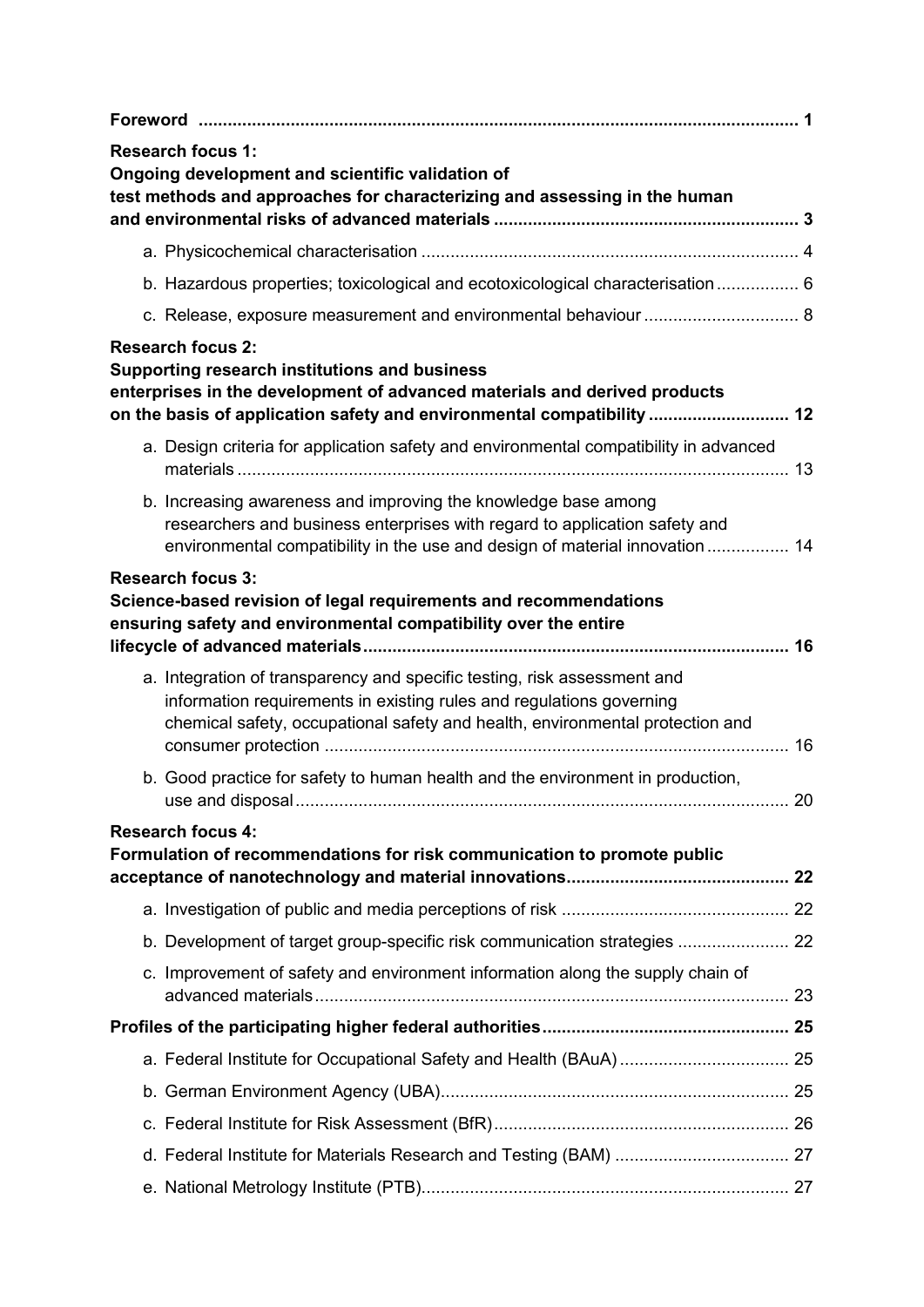**Foreword** ........................................................................................................................... 1

**Research focus 1:**
**Ongoing development and scientific validation of test methods and approaches for characterizing and assessing in the human and environmental risks of advanced materials** ............................................................. 3

- a. Physicochemical characterisation .............................................................................. 4
- b. Hazardous properties; toxicological and ecotoxicological characterisation ................. 6
- c. Release, exposure measurement and environmental behaviour ................................ 8

**Research focus 2:**
**Supporting research institutions and business enterprises in the development of advanced materials and derived products on the basis of application safety and environmental compatibility** ............................ 12

- a. Design criteria for application safety and environmental compatibility in advanced materials ................................................................................................................. 13
- b. Increasing awareness and improving the knowledge base among researchers and business enterprises with regard to application safety and environmental compatibility in the use and design of material innovation ................. 14

**Research focus 3:**
**Science-based revision of legal requirements and recommendations ensuring safety and environmental compatibility over the entire lifecycle of advanced materials** ...................................................................................... 16

- a. Integration of transparency and specific testing, risk assessment and information requirements in existing rules and regulations governing chemical safety, occupational safety and health, environmental protection and consumer protection ................................................................................................ 16
- b. Good practice for safety to human health and the environment in production, use and disposal ...................................................................................................... 20

**Research focus 4:**
**Formulation of recommendations for risk communication to promote public acceptance of nanotechnology and material innovations** ............................................. 22

- a. Investigation of public and media perceptions of risk ............................................... 22
- b. Development of target group-specific risk communication strategies ....................... 22
- c. Improvement of safety and environment information along the supply chain of advanced materials .................................................................................................. 23

**Profiles of the participating higher federal authorities** .................................................. 25

- a. Federal Institute for Occupational Safety and Health (BAuA) ................................... 25
- b. German Environment Agency (UBA) ........................................................................ 25
- c. Federal Institute for Risk Assessment (BfR) ............................................................. 26
- d. Federal Institute for Materials Research and Testing (BAM) .................................... 27
- e. National Metrology Institute (PTB) ........................................................................... 27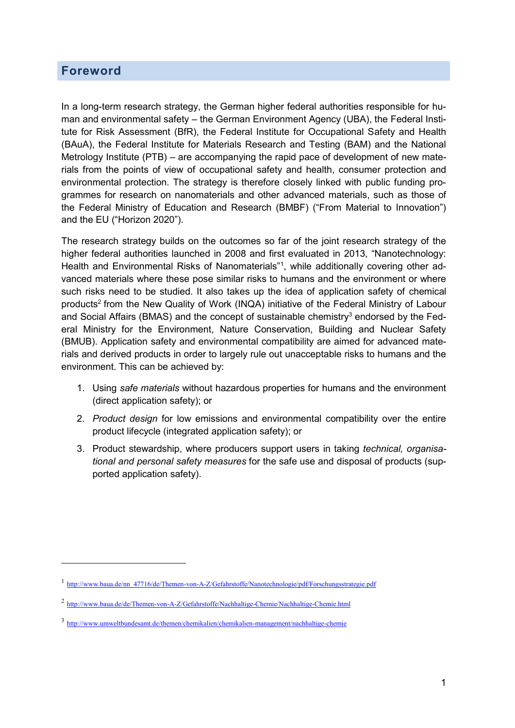## Foreword

In a long-term research strategy, the German higher federal authorities responsible for human and environmental safety – the German Environment Agency (UBA), the Federal Institute for Risk Assessment (BfR), the Federal Institute for Occupational Safety and Health (BAuA), the Federal Institute for Materials Research and Testing (BAM) and the National Metrology Institute (PTB) – are accompanying the rapid pace of development of new materials from the points of view of occupational safety and health, consumer protection and environmental protection. The strategy is therefore closely linked with public funding programmes for research on nanomaterials and other advanced materials, such as those of the Federal Ministry of Education and Research (BMBF) ("From Material to Innovation") and the EU ("Horizon 2020").

The research strategy builds on the outcomes so far of the joint research strategy of the higher federal authorities launched in 2008 and first evaluated in 2013, "Nanotechnology: Health and Environmental Risks of Nanomaterials"[1], while additionally covering other advanced materials where these pose similar risks to humans and the environment or where such risks need to be studied. It also takes up the idea of application safety of chemical products[2] from the New Quality of Work (INQA) initiative of the Federal Ministry of Labour and Social Affairs (BMAS) and the concept of sustainable chemistry[3] endorsed by the Federal Ministry for the Environment, Nature Conservation, Building and Nuclear Safety (BMUB). Application safety and environmental compatibility are aimed for advanced materials and derived products in order to largely rule out unacceptable risks to humans and the environment. This can be achieved by:

1. Using *safe materials* without hazardous properties for humans and the environment (direct application safety); or
2. *Product design* for low emissions and environmental compatibility over the entire product lifecycle (integrated application safety); or
3. Product stewardship, where producers support users in taking *technical, organisational and personal safety measures* for the safe use and disposal of products (supported application safety).

---

[1] http://www.baua.de/nn_47716/de/Themen-von-A-Z/Gefahrstoffe/Nanotechnologie/pdf/Forschungsstrategie.pdf

[2] http://www.baua.de/de/Themen-von-A-Z/Gefahrstoffe/Nachhaltige-Chemie/Nachhaltige-Chemie.html

[3] http://www.umweltbundesamt.de/themen/chemikalien/chemikalien-management/nachhaltige-chemie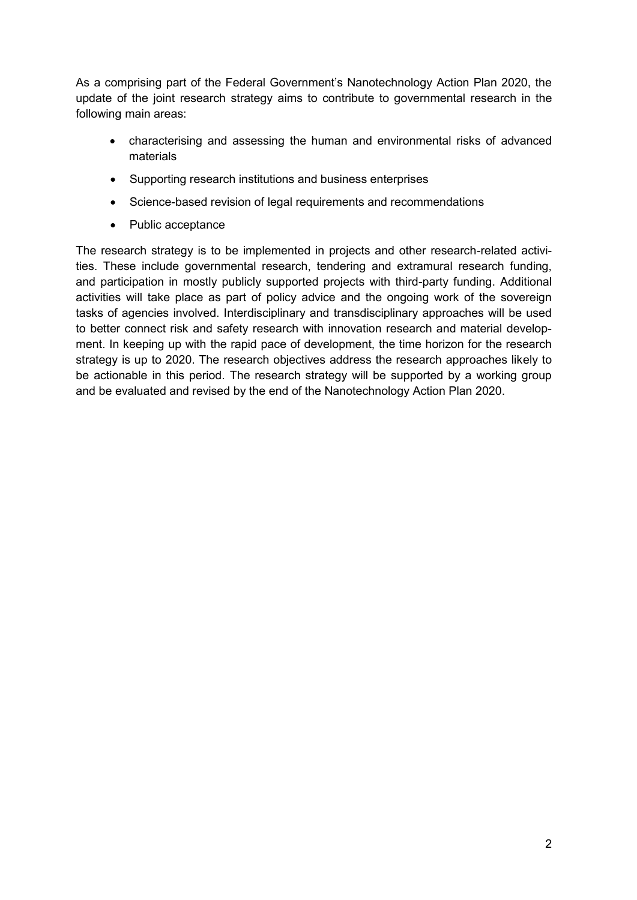As a comprising part of the Federal Government's Nanotechnology Action Plan 2020, the update of the joint research strategy aims to contribute to governmental research in the following main areas:

- characterising and assessing the human and environmental risks of advanced materials
- Supporting research institutions and business enterprises
- Science-based revision of legal requirements and recommendations
- Public acceptance

The research strategy is to be implemented in projects and other research-related activities. These include governmental research, tendering and extramural research funding, and participation in mostly publicly supported projects with third-party funding. Additional activities will take place as part of policy advice and the ongoing work of the sovereign tasks of agencies involved. Interdisciplinary and transdisciplinary approaches will be used to better connect risk and safety research with innovation research and material development. In keeping up with the rapid pace of development, the time horizon for the research strategy is up to 2020. The research objectives address the research approaches likely to be actionable in this period. The research strategy will be supported by a working group and be evaluated and revised by the end of the Nanotechnology Action Plan 2020.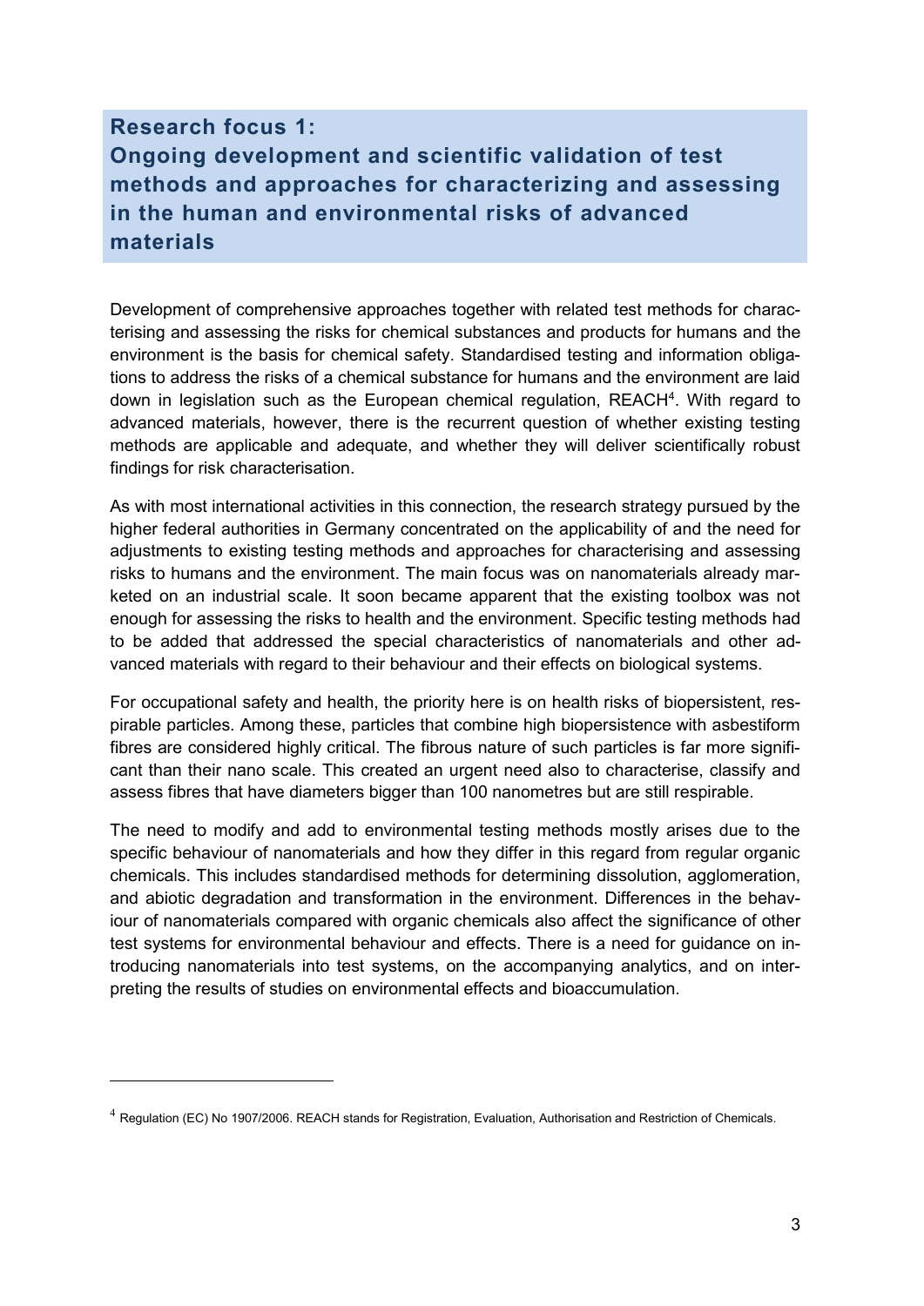## Research focus 1: Ongoing development and scientific validation of test methods and approaches for characterizing and assessing in the human and environmental risks of advanced materials

Development of comprehensive approaches together with related test methods for characterising and assessing the risks for chemical substances and products for humans and the environment is the basis for chemical safety. Standardised testing and information obligations to address the risks of a chemical substance for humans and the environment are laid down in legislation such as the European chemical regulation, REACH[4]. With regard to advanced materials, however, there is the recurrent question of whether existing testing methods are applicable and adequate, and whether they will deliver scientifically robust findings for risk characterisation.

As with most international activities in this connection, the research strategy pursued by the higher federal authorities in Germany concentrated on the applicability of and the need for adjustments to existing testing methods and approaches for characterising and assessing risks to humans and the environment. The main focus was on nanomaterials already marketed on an industrial scale. It soon became apparent that the existing toolbox was not enough for assessing the risks to health and the environment. Specific testing methods had to be added that addressed the special characteristics of nanomaterials and other advanced materials with regard to their behaviour and their effects on biological systems.

For occupational safety and health, the priority here is on health risks of biopersistent, respirable particles. Among these, particles that combine high biopersistence with asbestiform fibres are considered highly critical. The fibrous nature of such particles is far more significant than their nano scale. This created an urgent need also to characterise, classify and assess fibres that have diameters bigger than 100 nanometres but are still respirable.

The need to modify and add to environmental testing methods mostly arises due to the specific behaviour of nanomaterials and how they differ in this regard from regular organic chemicals. This includes standardised methods for determining dissolution, agglomeration, and abiotic degradation and transformation in the environment. Differences in the behaviour of nanomaterials compared with organic chemicals also affect the significance of other test systems for environmental behaviour and effects. There is a need for guidance on introducing nanomaterials into test systems, on the accompanying analytics, and on interpreting the results of studies on environmental effects and bioaccumulation.

---

[4] Regulation (EC) No 1907/2006. REACH stands for Registration, Evaluation, Authorisation and Restriction of Chemicals.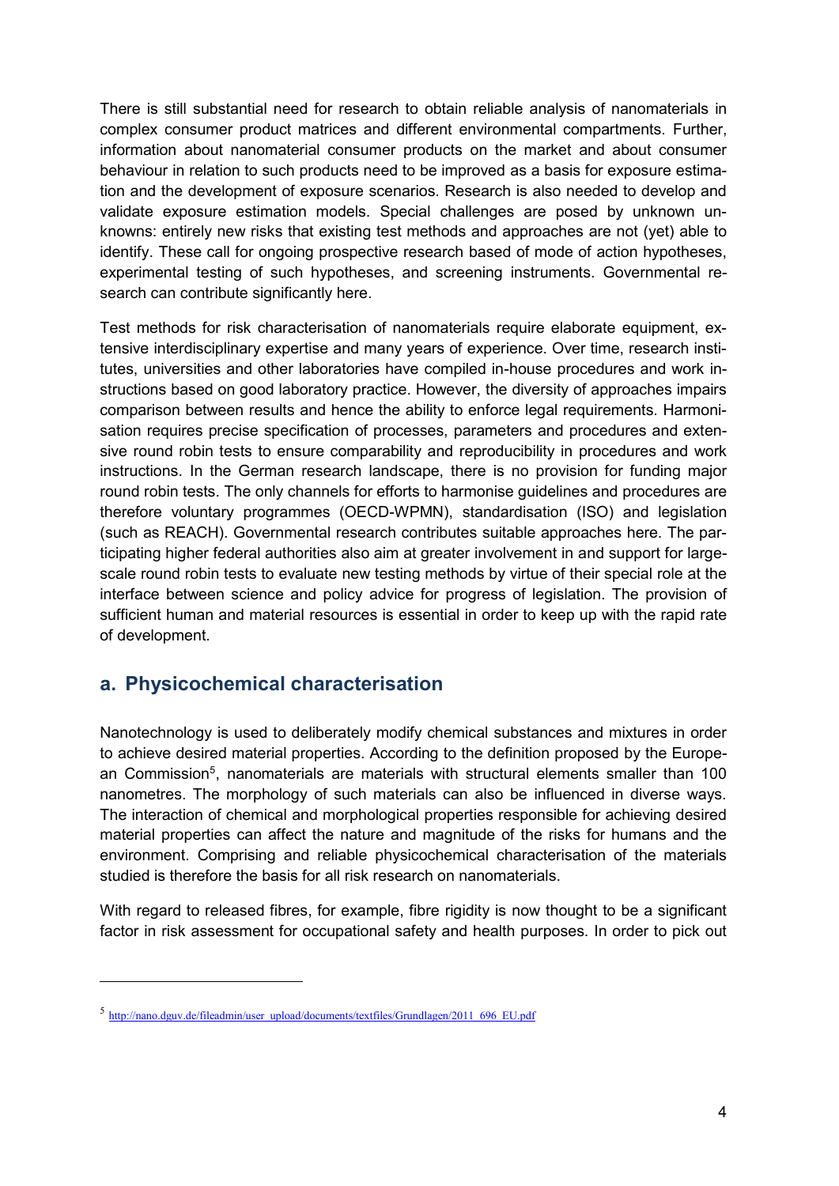There is still substantial need for research to obtain reliable analysis of nanomaterials in complex consumer product matrices and different environmental compartments. Further, information about nanomaterial consumer products on the market and about consumer behaviour in relation to such products need to be improved as a basis for exposure estimation and the development of exposure scenarios. Research is also needed to develop and validate exposure estimation models. Special challenges are posed by unknown unknowns: entirely new risks that existing test methods and approaches are not (yet) able to identify. These call for ongoing prospective research based of mode of action hypotheses, experimental testing of such hypotheses, and screening instruments. Governmental research can contribute significantly here.

Test methods for risk characterisation of nanomaterials require elaborate equipment, extensive interdisciplinary expertise and many years of experience. Over time, research institutes, universities and other laboratories have compiled in-house procedures and work instructions based on good laboratory practice. However, the diversity of approaches impairs comparison between results and hence the ability to enforce legal requirements. Harmonisation requires precise specification of processes, parameters and procedures and extensive round robin tests to ensure comparability and reproducibility in procedures and work instructions. In the German research landscape, there is no provision for funding major round robin tests. The only channels for efforts to harmonise guidelines and procedures are therefore voluntary programmes (OECD-WPMN), standardisation (ISO) and legislation (such as REACH). Governmental research contributes suitable approaches here. The participating higher federal authorities also aim at greater involvement in and support for large-scale round robin tests to evaluate new testing methods by virtue of their special role at the interface between science and policy advice for progress of legislation. The provision of sufficient human and material resources is essential in order to keep up with the rapid rate of development.

## a. Physicochemical characterisation

Nanotechnology is used to deliberately modify chemical substances and mixtures in order to achieve desired material properties. According to the definition proposed by the European Commission[5], nanomaterials are materials with structural elements smaller than 100 nanometres. The morphology of such materials can also be influenced in diverse ways. The interaction of chemical and morphological properties responsible for achieving desired material properties can affect the nature and magnitude of the risks for humans and the environment. Comprising and reliable physicochemical characterisation of the materials studied is therefore the basis for all risk research on nanomaterials.

With regard to released fibres, for example, fibre rigidity is now thought to be a significant factor in risk assessment for occupational safety and health purposes. In order to pick out

[5] http://nano.dguv.de/fileadmin/user_upload/documents/textfiles/Grundlagen/2011_696_EU.pdf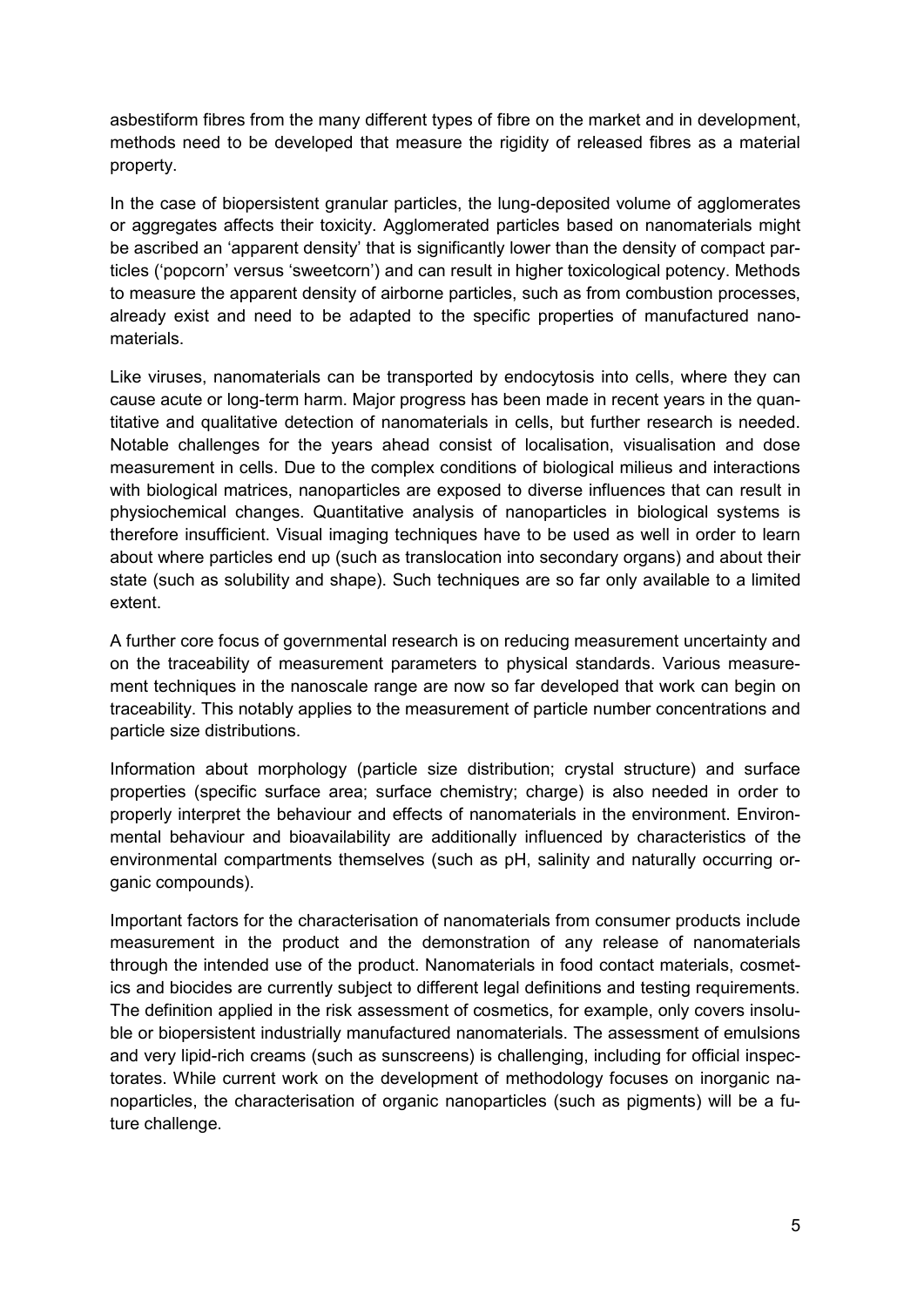asbestiform fibres from the many different types of fibre on the market and in development, methods need to be developed that measure the rigidity of released fibres as a material property.

In the case of biopersistent granular particles, the lung-deposited volume of agglomerates or aggregates affects their toxicity. Agglomerated particles based on nanomaterials might be ascribed an 'apparent density' that is significantly lower than the density of compact particles ('popcorn' versus 'sweetcorn') and can result in higher toxicological potency. Methods to measure the apparent density of airborne particles, such as from combustion processes, already exist and need to be adapted to the specific properties of manufactured nanomaterials.

Like viruses, nanomaterials can be transported by endocytosis into cells, where they can cause acute or long-term harm. Major progress has been made in recent years in the quantitative and qualitative detection of nanomaterials in cells, but further research is needed. Notable challenges for the years ahead consist of localisation, visualisation and dose measurement in cells. Due to the complex conditions of biological milieus and interactions with biological matrices, nanoparticles are exposed to diverse influences that can result in physiochemical changes. Quantitative analysis of nanoparticles in biological systems is therefore insufficient. Visual imaging techniques have to be used as well in order to learn about where particles end up (such as translocation into secondary organs) and about their state (such as solubility and shape). Such techniques are so far only available to a limited extent.

A further core focus of governmental research is on reducing measurement uncertainty and on the traceability of measurement parameters to physical standards. Various measurement techniques in the nanoscale range are now so far developed that work can begin on traceability. This notably applies to the measurement of particle number concentrations and particle size distributions.

Information about morphology (particle size distribution; crystal structure) and surface properties (specific surface area; surface chemistry; charge) is also needed in order to properly interpret the behaviour and effects of nanomaterials in the environment. Environmental behaviour and bioavailability are additionally influenced by characteristics of the environmental compartments themselves (such as pH, salinity and naturally occurring organic compounds).

Important factors for the characterisation of nanomaterials from consumer products include measurement in the product and the demonstration of any release of nanomaterials through the intended use of the product. Nanomaterials in food contact materials, cosmetics and biocides are currently subject to different legal definitions and testing requirements. The definition applied in the risk assessment of cosmetics, for example, only covers insoluble or biopersistent industrially manufactured nanomaterials. The assessment of emulsions and very lipid-rich creams (such as sunscreens) is challenging, including for official inspectorates. While current work on the development of methodology focuses on inorganic nanoparticles, the characterisation of organic nanoparticles (such as pigments) will be a future challenge.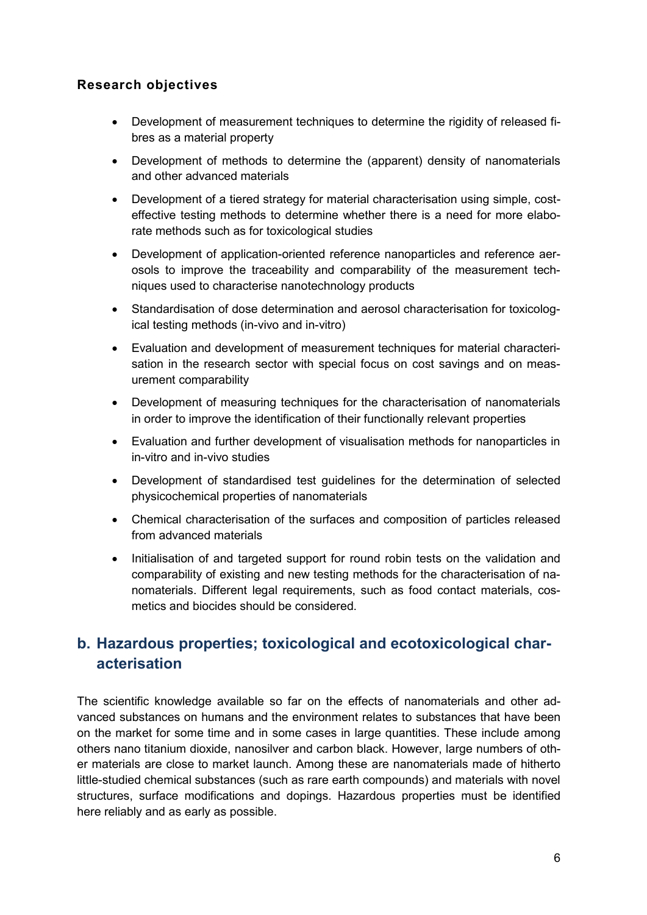### Research objectives

- Development of measurement techniques to determine the rigidity of released fibres as a material property
- Development of methods to determine the (apparent) density of nanomaterials and other advanced materials
- Development of a tiered strategy for material characterisation using simple, cost-effective testing methods to determine whether there is a need for more elaborate methods such as for toxicological studies
- Development of application-oriented reference nanoparticles and reference aerosols to improve the traceability and comparability of the measurement techniques used to characterise nanotechnology products
- Standardisation of dose determination and aerosol characterisation for toxicological testing methods (in-vivo and in-vitro)
- Evaluation and development of measurement techniques for material characterisation in the research sector with special focus on cost savings and on measurement comparability
- Development of measuring techniques for the characterisation of nanomaterials in order to improve the identification of their functionally relevant properties
- Evaluation and further development of visualisation methods for nanoparticles in in-vitro and in-vivo studies
- Development of standardised test guidelines for the determination of selected physicochemical properties of nanomaterials
- Chemical characterisation of the surfaces and composition of particles released from advanced materials
- Initialisation of and targeted support for round robin tests on the validation and comparability of existing and new testing methods for the characterisation of nanomaterials. Different legal requirements, such as food contact materials, cosmetics and biocides should be considered.

## b. Hazardous properties; toxicological and ecotoxicological characterisation

The scientific knowledge available so far on the effects of nanomaterials and other advanced substances on humans and the environment relates to substances that have been on the market for some time and in some cases in large quantities. These include among others nano titanium dioxide, nanosilver and carbon black. However, large numbers of other materials are close to market launch. Among these are nanomaterials made of hitherto little-studied chemical substances (such as rare earth compounds) and materials with novel structures, surface modifications and dopings. Hazardous properties must be identified here reliably and as early as possible.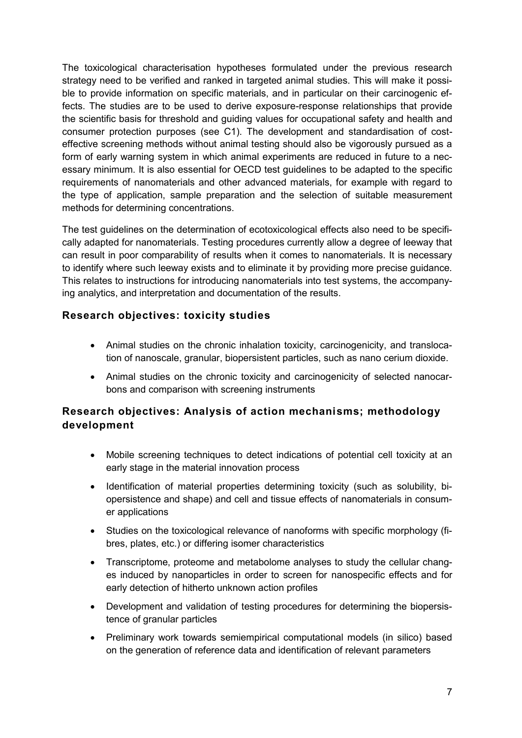The toxicological characterisation hypotheses formulated under the previous research strategy need to be verified and ranked in targeted animal studies. This will make it possible to provide information on specific materials, and in particular on their carcinogenic effects. The studies are to be used to derive exposure-response relationships that provide the scientific basis for threshold and guiding values for occupational safety and health and consumer protection purposes (see C1). The development and standardisation of cost-effective screening methods without animal testing should also be vigorously pursued as a form of early warning system in which animal experiments are reduced in future to a necessary minimum. It is also essential for OECD test guidelines to be adapted to the specific requirements of nanomaterials and other advanced materials, for example with regard to the type of application, sample preparation and the selection of suitable measurement methods for determining concentrations.

The test guidelines on the determination of ecotoxicological effects also need to be specifically adapted for nanomaterials. Testing procedures currently allow a degree of leeway that can result in poor comparability of results when it comes to nanomaterials. It is necessary to identify where such leeway exists and to eliminate it by providing more precise guidance. This relates to instructions for introducing nanomaterials into test systems, the accompanying analytics, and interpretation and documentation of the results.

### Research objectives: toxicity studies

- Animal studies on the chronic inhalation toxicity, carcinogenicity, and translocation of nanoscale, granular, biopersistent particles, such as nano cerium dioxide.
- Animal studies on the chronic toxicity and carcinogenicity of selected nanocarbons and comparison with screening instruments

### Research objectives: Analysis of action mechanisms; methodology development

- Mobile screening techniques to detect indications of potential cell toxicity at an early stage in the material innovation process
- Identification of material properties determining toxicity (such as solubility, biopersistence and shape) and cell and tissue effects of nanomaterials in consumer applications
- Studies on the toxicological relevance of nanoforms with specific morphology (fibres, plates, etc.) or differing isomer characteristics
- Transcriptome, proteome and metabolome analyses to study the cellular changes induced by nanoparticles in order to screen for nanospecific effects and for early detection of hitherto unknown action profiles
- Development and validation of testing procedures for determining the biopersistence of granular particles
- Preliminary work towards semiempirical computational models (in silico) based on the generation of reference data and identification of relevant parameters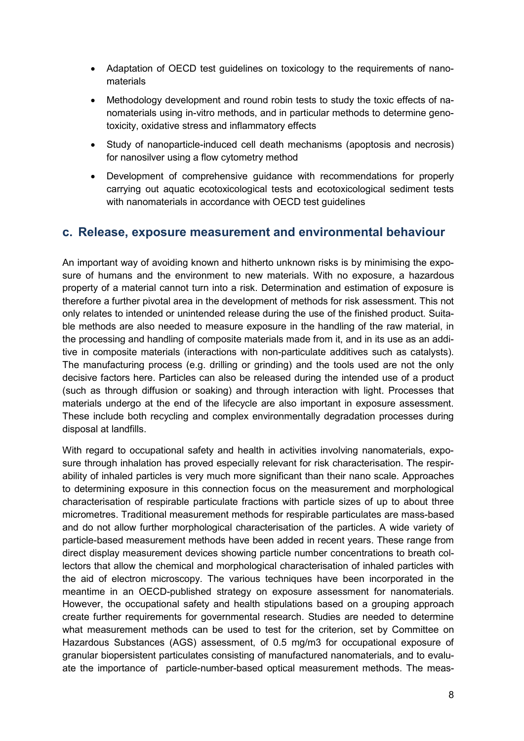- Adaptation of OECD test guidelines on toxicology to the requirements of nanomaterials
- Methodology development and round robin tests to study the toxic effects of nanomaterials using in-vitro methods, and in particular methods to determine genotoxicity, oxidative stress and inflammatory effects
- Study of nanoparticle-induced cell death mechanisms (apoptosis and necrosis) for nanosilver using a flow cytometry method
- Development of comprehensive guidance with recommendations for properly carrying out aquatic ecotoxicological tests and ecotoxicological sediment tests with nanomaterials in accordance with OECD test guidelines

## c. Release, exposure measurement and environmental behaviour

An important way of avoiding known and hitherto unknown risks is by minimising the exposure of humans and the environment to new materials. With no exposure, a hazardous property of a material cannot turn into a risk. Determination and estimation of exposure is therefore a further pivotal area in the development of methods for risk assessment. This not only relates to intended or unintended release during the use of the finished product. Suitable methods are also needed to measure exposure in the handling of the raw material, in the processing and handling of composite materials made from it, and in its use as an additive in composite materials (interactions with non-particulate additives such as catalysts). The manufacturing process (e.g. drilling or grinding) and the tools used are not the only decisive factors here. Particles can also be released during the intended use of a product (such as through diffusion or soaking) and through interaction with light. Processes that materials undergo at the end of the lifecycle are also important in exposure assessment. These include both recycling and complex environmentally degradation processes during disposal at landfills.

With regard to occupational safety and health in activities involving nanomaterials, exposure through inhalation has proved especially relevant for risk characterisation. The respirability of inhaled particles is very much more significant than their nano scale. Approaches to determining exposure in this connection focus on the measurement and morphological characterisation of respirable particulate fractions with particle sizes of up to about three micrometres. Traditional measurement methods for respirable particulates are mass-based and do not allow further morphological characterisation of the particles. A wide variety of particle-based measurement methods have been added in recent years. These range from direct display measurement devices showing particle number concentrations to breath collectors that allow the chemical and morphological characterisation of inhaled particles with the aid of electron microscopy. The various techniques have been incorporated in the meantime in an OECD-published strategy on exposure assessment for nanomaterials. However, the occupational safety and health stipulations based on a grouping approach create further requirements for governmental research. Studies are needed to determine what measurement methods can be used to test for the criterion, set by Committee on Hazardous Substances (AGS) assessment, of 0.5 mg/m3 for occupational exposure of granular biopersistent particulates consisting of manufactured nanomaterials, and to evaluate the importance of particle-number-based optical measurement methods. The meas-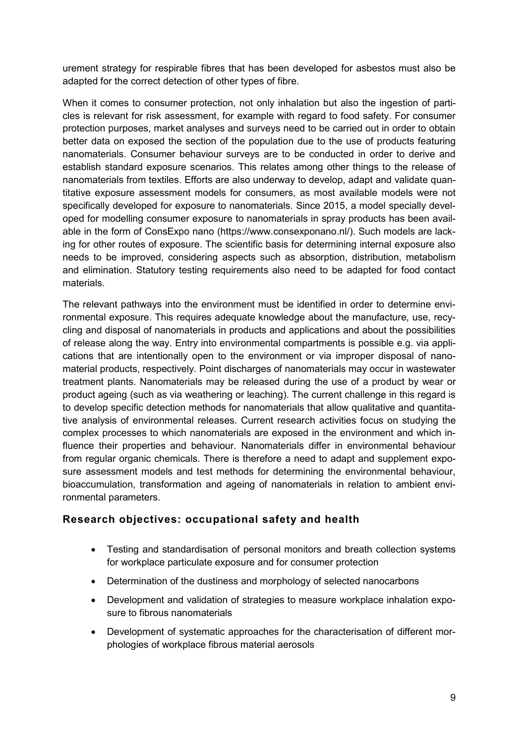urement strategy for respirable fibres that has been developed for asbestos must also be adapted for the correct detection of other types of fibre.

When it comes to consumer protection, not only inhalation but also the ingestion of particles is relevant for risk assessment, for example with regard to food safety. For consumer protection purposes, market analyses and surveys need to be carried out in order to obtain better data on exposed the section of the population due to the use of products featuring nanomaterials. Consumer behaviour surveys are to be conducted in order to derive and establish standard exposure scenarios. This relates among other things to the release of nanomaterials from textiles. Efforts are also underway to develop, adapt and validate quantitative exposure assessment models for consumers, as most available models were not specifically developed for exposure to nanomaterials. Since 2015, a model specially developed for modelling consumer exposure to nanomaterials in spray products has been available in the form of ConsExpo nano (https://www.consexponano.nl/). Such models are lacking for other routes of exposure. The scientific basis for determining internal exposure also needs to be improved, considering aspects such as absorption, distribution, metabolism and elimination. Statutory testing requirements also need to be adapted for food contact materials.

The relevant pathways into the environment must be identified in order to determine environmental exposure. This requires adequate knowledge about the manufacture, use, recycling and disposal of nanomaterials in products and applications and about the possibilities of release along the way. Entry into environmental compartments is possible e.g. via applications that are intentionally open to the environment or via improper disposal of nanomaterial products, respectively. Point discharges of nanomaterials may occur in wastewater treatment plants. Nanomaterials may be released during the use of a product by wear or product ageing (such as via weathering or leaching). The current challenge in this regard is to develop specific detection methods for nanomaterials that allow qualitative and quantitative analysis of environmental releases. Current research activities focus on studying the complex processes to which nanomaterials are exposed in the environment and which influence their properties and behaviour. Nanomaterials differ in environmental behaviour from regular organic chemicals. There is therefore a need to adapt and supplement exposure assessment models and test methods for determining the environmental behaviour, bioaccumulation, transformation and ageing of nanomaterials in relation to ambient environmental parameters.

## Research objectives: occupational safety and health

- Testing and standardisation of personal monitors and breath collection systems for workplace particulate exposure and for consumer protection
- Determination of the dustiness and morphology of selected nanocarbons
- Development and validation of strategies to measure workplace inhalation exposure to fibrous nanomaterials
- Development of systematic approaches for the characterisation of different morphologies of workplace fibrous material aerosols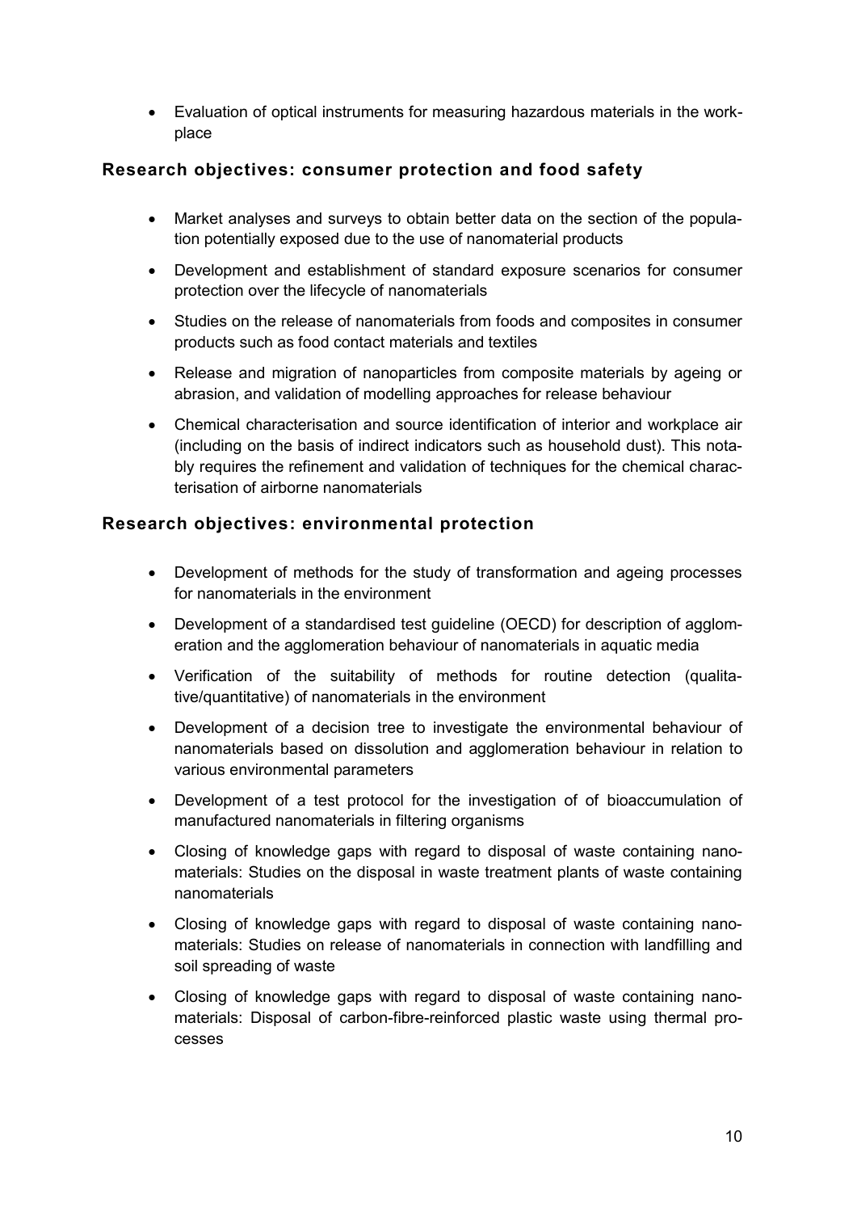- Evaluation of optical instruments for measuring hazardous materials in the workplace

### Research objectives: consumer protection and food safety

- Market analyses and surveys to obtain better data on the section of the population potentially exposed due to the use of nanomaterial products
- Development and establishment of standard exposure scenarios for consumer protection over the lifecycle of nanomaterials
- Studies on the release of nanomaterials from foods and composites in consumer products such as food contact materials and textiles
- Release and migration of nanoparticles from composite materials by ageing or abrasion, and validation of modelling approaches for release behaviour
- Chemical characterisation and source identification of interior and workplace air (including on the basis of indirect indicators such as household dust). This notably requires the refinement and validation of techniques for the chemical characterisation of airborne nanomaterials

### Research objectives: environmental protection

- Development of methods for the study of transformation and ageing processes for nanomaterials in the environment
- Development of a standardised test guideline (OECD) for description of agglomeration and the agglomeration behaviour of nanomaterials in aquatic media
- Verification of the suitability of methods for routine detection (qualitative/quantitative) of nanomaterials in the environment
- Development of a decision tree to investigate the environmental behaviour of nanomaterials based on dissolution and agglomeration behaviour in relation to various environmental parameters
- Development of a test protocol for the investigation of of bioaccumulation of manufactured nanomaterials in filtering organisms
- Closing of knowledge gaps with regard to disposal of waste containing nanomaterials: Studies on the disposal in waste treatment plants of waste containing nanomaterials
- Closing of knowledge gaps with regard to disposal of waste containing nanomaterials: Studies on release of nanomaterials in connection with landfilling and soil spreading of waste
- Closing of knowledge gaps with regard to disposal of waste containing nanomaterials: Disposal of carbon-fibre-reinforced plastic waste using thermal processes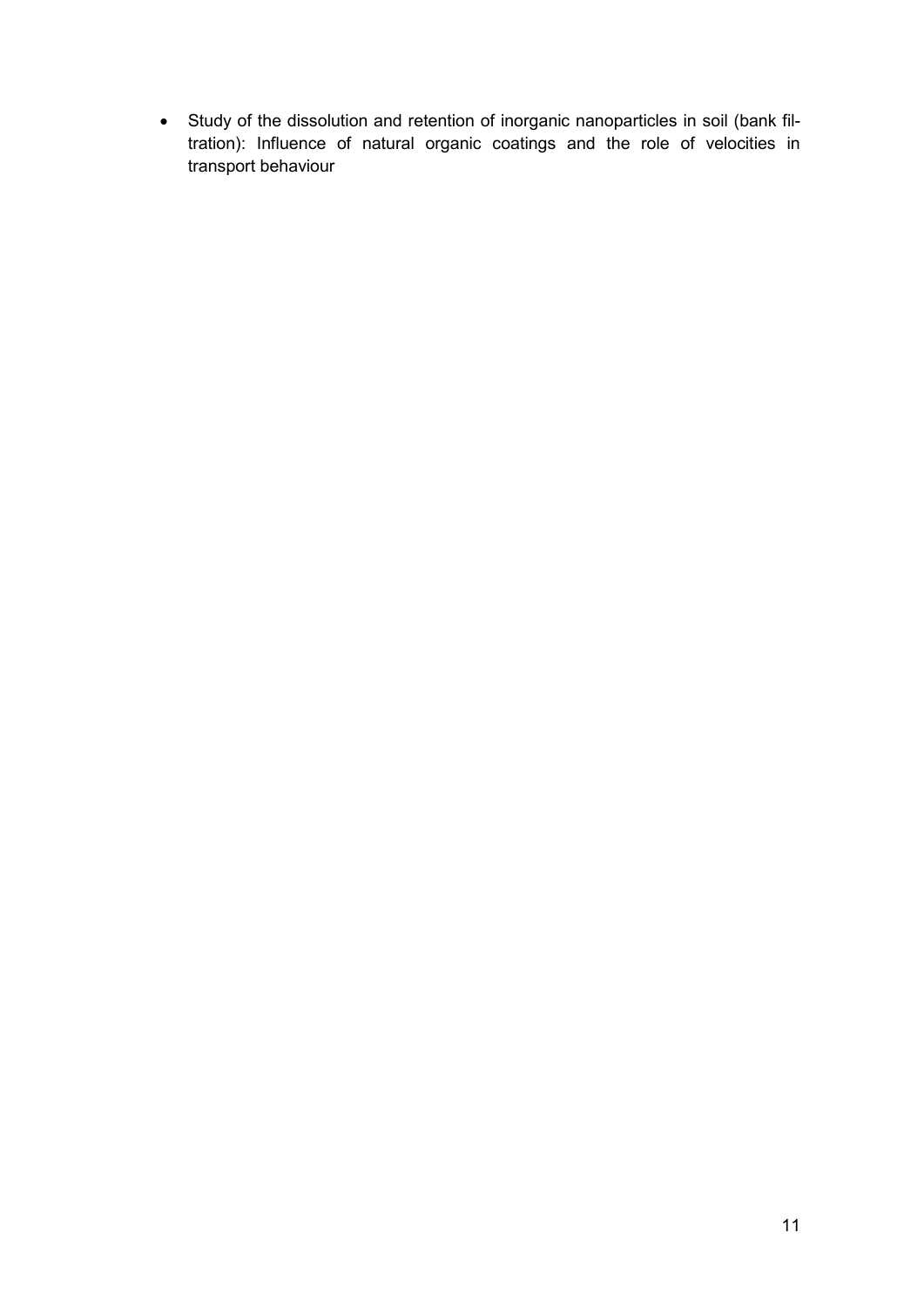- Study of the dissolution and retention of inorganic nanoparticles in soil (bank filtration): Influence of natural organic coatings and the role of velocities in transport behaviour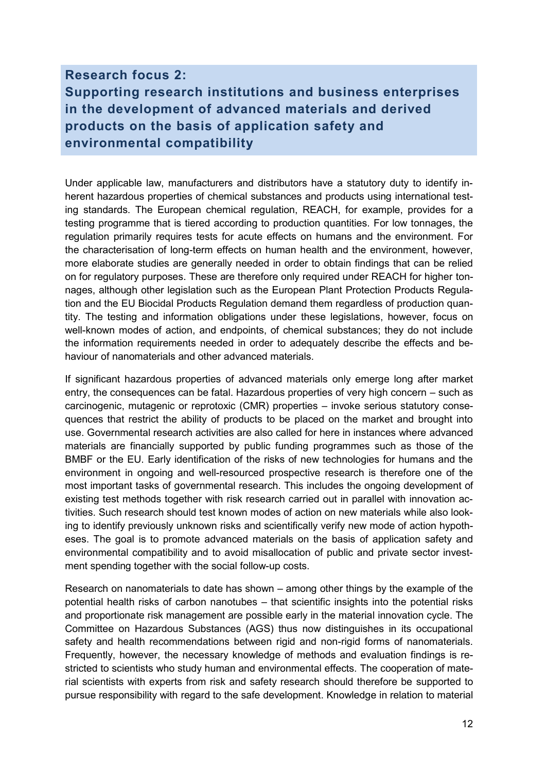## Research focus 2: Supporting research institutions and business enterprises in the development of advanced materials and derived products on the basis of application safety and environmental compatibility

Under applicable law, manufacturers and distributors have a statutory duty to identify inherent hazardous properties of chemical substances and products using international testing standards. The European chemical regulation, REACH, for example, provides for a testing programme that is tiered according to production quantities. For low tonnages, the regulation primarily requires tests for acute effects on humans and the environment. For the characterisation of long-term effects on human health and the environment, however, more elaborate studies are generally needed in order to obtain findings that can be relied on for regulatory purposes. These are therefore only required under REACH for higher tonnages, although other legislation such as the European Plant Protection Products Regulation and the EU Biocidal Products Regulation demand them regardless of production quantity. The testing and information obligations under these legislations, however, focus on well-known modes of action, and endpoints, of chemical substances; they do not include the information requirements needed in order to adequately describe the effects and behaviour of nanomaterials and other advanced materials.

If significant hazardous properties of advanced materials only emerge long after market entry, the consequences can be fatal. Hazardous properties of very high concern – such as carcinogenic, mutagenic or reprotoxic (CMR) properties – invoke serious statutory consequences that restrict the ability of products to be placed on the market and brought into use. Governmental research activities are also called for here in instances where advanced materials are financially supported by public funding programmes such as those of the BMBF or the EU. Early identification of the risks of new technologies for humans and the environment in ongoing and well-resourced prospective research is therefore one of the most important tasks of governmental research. This includes the ongoing development of existing test methods together with risk research carried out in parallel with innovation activities. Such research should test known modes of action on new materials while also looking to identify previously unknown risks and scientifically verify new mode of action hypotheses. The goal is to promote advanced materials on the basis of application safety and environmental compatibility and to avoid misallocation of public and private sector investment spending together with the social follow-up costs.

Research on nanomaterials to date has shown – among other things by the example of the potential health risks of carbon nanotubes – that scientific insights into the potential risks and proportionate risk management are possible early in the material innovation cycle. The Committee on Hazardous Substances (AGS) thus now distinguishes in its occupational safety and health recommendations between rigid and non-rigid forms of nanomaterials. Frequently, however, the necessary knowledge of methods and evaluation findings is restricted to scientists who study human and environmental effects. The cooperation of material scientists with experts from risk and safety research should therefore be supported to pursue responsibility with regard to the safe development. Knowledge in relation to material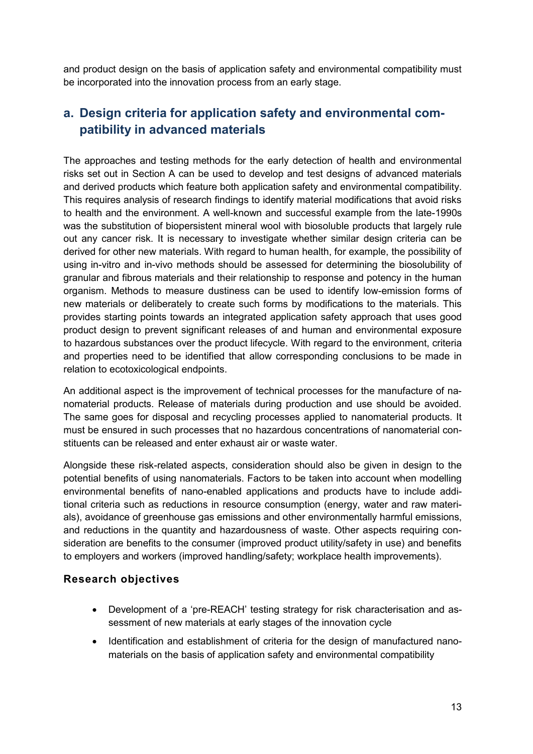and product design on the basis of application safety and environmental compatibility must be incorporated into the innovation process from an early stage.

## a. Design criteria for application safety and environmental compatibility in advanced materials

The approaches and testing methods for the early detection of health and environmental risks set out in Section A can be used to develop and test designs of advanced materials and derived products which feature both application safety and environmental compatibility. This requires analysis of research findings to identify material modifications that avoid risks to health and the environment. A well-known and successful example from the late-1990s was the substitution of biopersistent mineral wool with biosoluble products that largely rule out any cancer risk. It is necessary to investigate whether similar design criteria can be derived for other new materials. With regard to human health, for example, the possibility of using in-vitro and in-vivo methods should be assessed for determining the biosolubility of granular and fibrous materials and their relationship to response and potency in the human organism. Methods to measure dustiness can be used to identify low-emission forms of new materials or deliberately to create such forms by modifications to the materials. This provides starting points towards an integrated application safety approach that uses good product design to prevent significant releases of and human and environmental exposure to hazardous substances over the product lifecycle. With regard to the environment, criteria and properties need to be identified that allow corresponding conclusions to be made in relation to ecotoxicological endpoints.

An additional aspect is the improvement of technical processes for the manufacture of nanomaterial products. Release of materials during production and use should be avoided. The same goes for disposal and recycling processes applied to nanomaterial products. It must be ensured in such processes that no hazardous concentrations of nanomaterial constituents can be released and enter exhaust air or waste water.

Alongside these risk-related aspects, consideration should also be given in design to the potential benefits of using nanomaterials. Factors to be taken into account when modelling environmental benefits of nano-enabled applications and products have to include additional criteria such as reductions in resource consumption (energy, water and raw materials), avoidance of greenhouse gas emissions and other environmentally harmful emissions, and reductions in the quantity and hazardousness of waste. Other aspects requiring consideration are benefits to the consumer (improved product utility/safety in use) and benefits to employers and workers (improved handling/safety; workplace health improvements).

### Research objectives

- Development of a 'pre-REACH' testing strategy for risk characterisation and assessment of new materials at early stages of the innovation cycle
- Identification and establishment of criteria for the design of manufactured nanomaterials on the basis of application safety and environmental compatibility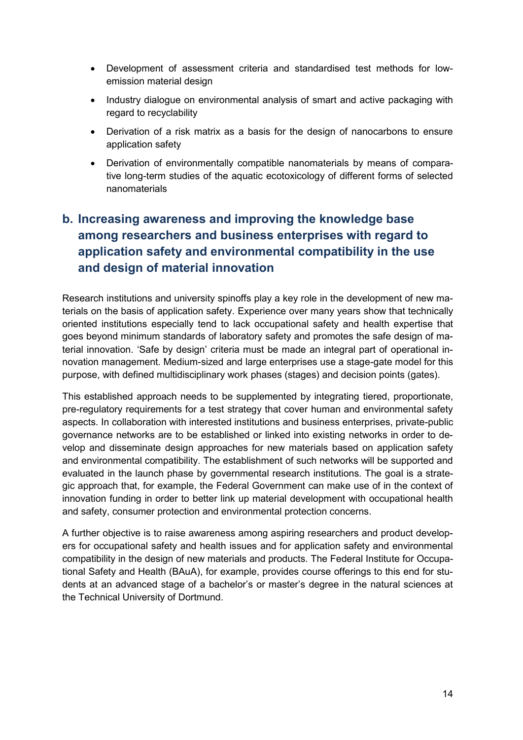- Development of assessment criteria and standardised test methods for low-emission material design
- Industry dialogue on environmental analysis of smart and active packaging with regard to recyclability
- Derivation of a risk matrix as a basis for the design of nanocarbons to ensure application safety
- Derivation of environmentally compatible nanomaterials by means of comparative long-term studies of the aquatic ecotoxicology of different forms of selected nanomaterials

## b. Increasing awareness and improving the knowledge base among researchers and business enterprises with regard to application safety and environmental compatibility in the use and design of material innovation

Research institutions and university spinoffs play a key role in the development of new materials on the basis of application safety. Experience over many years show that technically oriented institutions especially tend to lack occupational safety and health expertise that goes beyond minimum standards of laboratory safety and promotes the safe design of material innovation. 'Safe by design' criteria must be made an integral part of operational innovation management. Medium-sized and large enterprises use a stage-gate model for this purpose, with defined multidisciplinary work phases (stages) and decision points (gates).

This established approach needs to be supplemented by integrating tiered, proportionate, pre-regulatory requirements for a test strategy that cover human and environmental safety aspects. In collaboration with interested institutions and business enterprises, private-public governance networks are to be established or linked into existing networks in order to develop and disseminate design approaches for new materials based on application safety and environmental compatibility. The establishment of such networks will be supported and evaluated in the launch phase by governmental research institutions. The goal is a strategic approach that, for example, the Federal Government can make use of in the context of innovation funding in order to better link up material development with occupational health and safety, consumer protection and environmental protection concerns.

A further objective is to raise awareness among aspiring researchers and product developers for occupational safety and health issues and for application safety and environmental compatibility in the design of new materials and products. The Federal Institute for Occupational Safety and Health (BAuA), for example, provides course offerings to this end for students at an advanced stage of a bachelor's or master's degree in the natural sciences at the Technical University of Dortmund.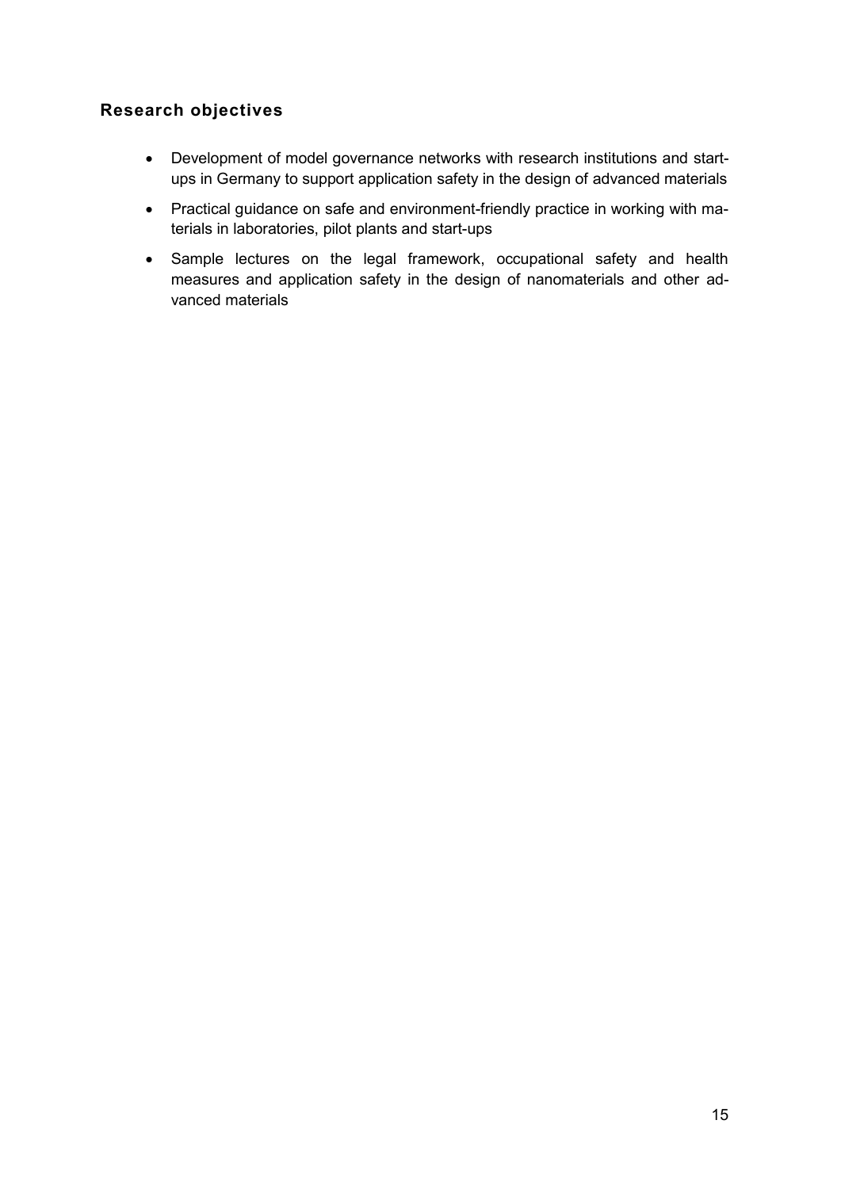## Research objectives

- Development of model governance networks with research institutions and start-ups in Germany to support application safety in the design of advanced materials
- Practical guidance on safe and environment-friendly practice in working with materials in laboratories, pilot plants and start-ups
- Sample lectures on the legal framework, occupational safety and health measures and application safety in the design of nanomaterials and other advanced materials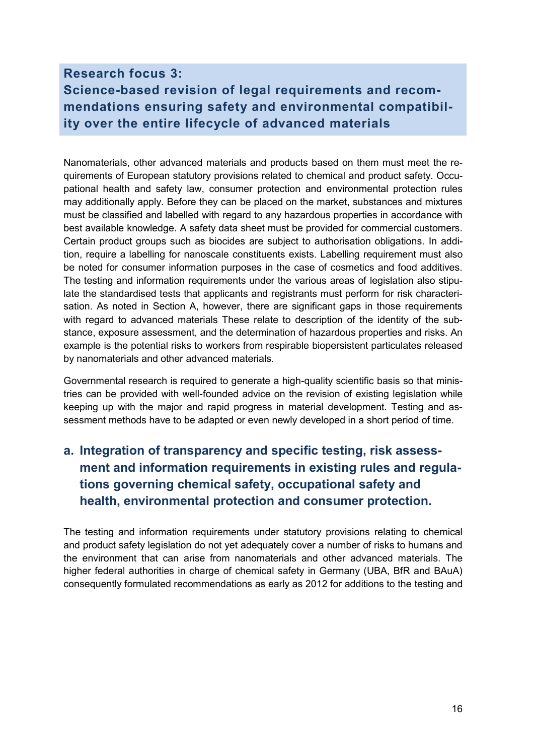## Research focus 3: Science-based revision of legal requirements and recommendations ensuring safety and environmental compatibility over the entire lifecycle of advanced materials

Nanomaterials, other advanced materials and products based on them must meet the requirements of European statutory provisions related to chemical and product safety. Occupational health and safety law, consumer protection and environmental protection rules may additionally apply. Before they can be placed on the market, substances and mixtures must be classified and labelled with regard to any hazardous properties in accordance with best available knowledge. A safety data sheet must be provided for commercial customers. Certain product groups such as biocides are subject to authorisation obligations. In addition, require a labelling for nanoscale constituents exists. Labelling requirement must also be noted for consumer information purposes in the case of cosmetics and food additives. The testing and information requirements under the various areas of legislation also stipulate the standardised tests that applicants and registrants must perform for risk characterisation. As noted in Section A, however, there are significant gaps in those requirements with regard to advanced materials These relate to description of the identity of the substance, exposure assessment, and the determination of hazardous properties and risks. An example is the potential risks to workers from respirable biopersistent particulates released by nanomaterials and other advanced materials.

Governmental research is required to generate a high-quality scientific basis so that ministries can be provided with well-founded advice on the revision of existing legislation while keeping up with the major and rapid progress in material development. Testing and assessment methods have to be adapted or even newly developed in a short period of time.

### a. Integration of transparency and specific testing, risk assessment and information requirements in existing rules and regulations governing chemical safety, occupational safety and health, environmental protection and consumer protection.

The testing and information requirements under statutory provisions relating to chemical and product safety legislation do not yet adequately cover a number of risks to humans and the environment that can arise from nanomaterials and other advanced materials. The higher federal authorities in charge of chemical safety in Germany (UBA, BfR and BAuA) consequently formulated recommendations as early as 2012 for additions to the testing and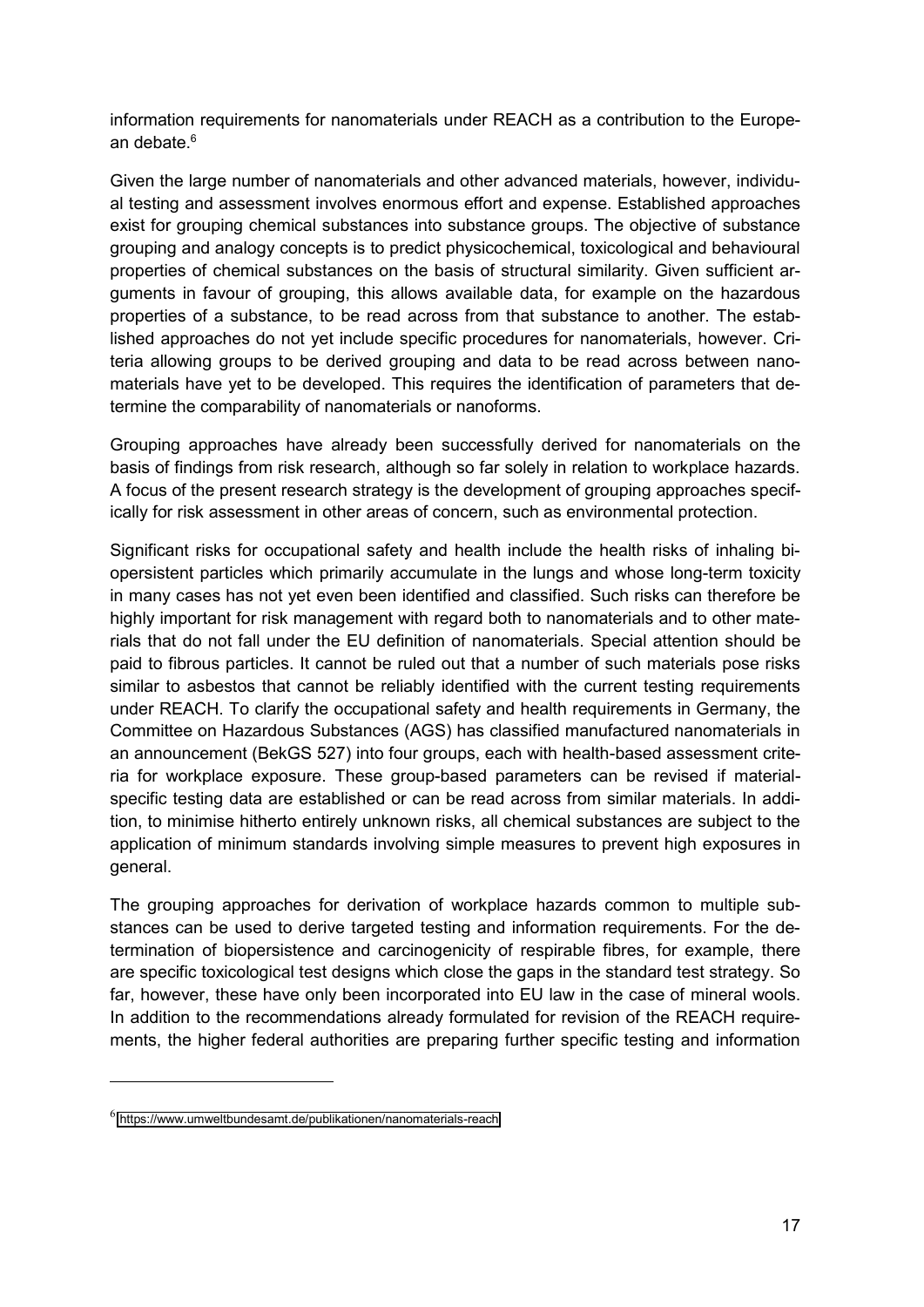information requirements for nanomaterials under REACH as a contribution to the European debate.[6]

Given the large number of nanomaterials and other advanced materials, however, individual testing and assessment involves enormous effort and expense. Established approaches exist for grouping chemical substances into substance groups. The objective of substance grouping and analogy concepts is to predict physicochemical, toxicological and behavioural properties of chemical substances on the basis of structural similarity. Given sufficient arguments in favour of grouping, this allows available data, for example on the hazardous properties of a substance, to be read across from that substance to another. The established approaches do not yet include specific procedures for nanomaterials, however. Criteria allowing groups to be derived grouping and data to be read across between nanomaterials have yet to be developed. This requires the identification of parameters that determine the comparability of nanomaterials or nanoforms.

Grouping approaches have already been successfully derived for nanomaterials on the basis of findings from risk research, although so far solely in relation to workplace hazards. A focus of the present research strategy is the development of grouping approaches specifically for risk assessment in other areas of concern, such as environmental protection.

Significant risks for occupational safety and health include the health risks of inhaling biopersistent particles which primarily accumulate in the lungs and whose long-term toxicity in many cases has not yet even been identified and classified. Such risks can therefore be highly important for risk management with regard both to nanomaterials and to other materials that do not fall under the EU definition of nanomaterials. Special attention should be paid to fibrous particles. It cannot be ruled out that a number of such materials pose risks similar to asbestos that cannot be reliably identified with the current testing requirements under REACH. To clarify the occupational safety and health requirements in Germany, the Committee on Hazardous Substances (AGS) has classified manufactured nanomaterials in an announcement (BekGS 527) into four groups, each with health-based assessment criteria for workplace exposure. These group-based parameters can be revised if material-specific testing data are established or can be read across from similar materials. In addition, to minimise hitherto entirely unknown risks, all chemical substances are subject to the application of minimum standards involving simple measures to prevent high exposures in general.

The grouping approaches for derivation of workplace hazards common to multiple substances can be used to derive targeted testing and information requirements. For the determination of biopersistence and carcinogenicity of respirable fibres, for example, there are specific toxicological test designs which close the gaps in the standard test strategy. So far, however, these have only been incorporated into EU law in the case of mineral wools. In addition to the recommendations already formulated for revision of the REACH requirements, the higher federal authorities are preparing further specific testing and information

---

[6] https://www.umweltbundesamt.de/publikationen/nanomaterials-reach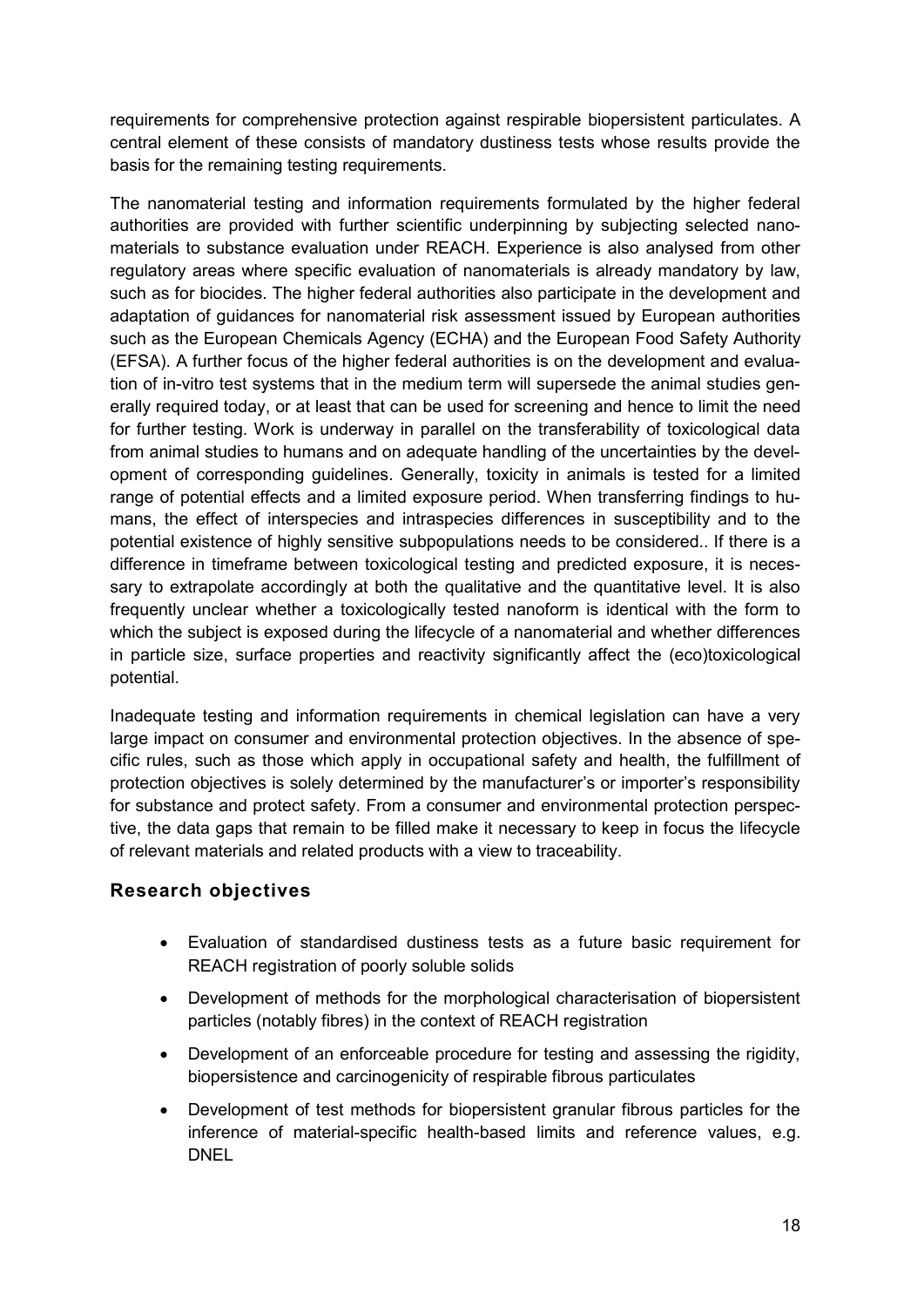requirements for comprehensive protection against respirable biopersistent particulates. A central element of these consists of mandatory dustiness tests whose results provide the basis for the remaining testing requirements.

The nanomaterial testing and information requirements formulated by the higher federal authorities are provided with further scientific underpinning by subjecting selected nanomaterials to substance evaluation under REACH. Experience is also analysed from other regulatory areas where specific evaluation of nanomaterials is already mandatory by law, such as for biocides. The higher federal authorities also participate in the development and adaptation of guidances for nanomaterial risk assessment issued by European authorities such as the European Chemicals Agency (ECHA) and the European Food Safety Authority (EFSA). A further focus of the higher federal authorities is on the development and evaluation of in-vitro test systems that in the medium term will supersede the animal studies generally required today, or at least that can be used for screening and hence to limit the need for further testing. Work is underway in parallel on the transferability of toxicological data from animal studies to humans and on adequate handling of the uncertainties by the development of corresponding guidelines. Generally, toxicity in animals is tested for a limited range of potential effects and a limited exposure period. When transferring findings to humans, the effect of interspecies and intraspecies differences in susceptibility and to the potential existence of highly sensitive subpopulations needs to be considered.. If there is a difference in timeframe between toxicological testing and predicted exposure, it is necessary to extrapolate accordingly at both the qualitative and the quantitative level. It is also frequently unclear whether a toxicologically tested nanoform is identical with the form to which the subject is exposed during the lifecycle of a nanomaterial and whether differences in particle size, surface properties and reactivity significantly affect the (eco)toxicological potential.

Inadequate testing and information requirements in chemical legislation can have a very large impact on consumer and environmental protection objectives. In the absence of specific rules, such as those which apply in occupational safety and health, the fulfillment of protection objectives is solely determined by the manufacturer's or importer's responsibility for substance and protect safety. From a consumer and environmental protection perspective, the data gaps that remain to be filled make it necessary to keep in focus the lifecycle of relevant materials and related products with a view to traceability.

### Research objectives

- Evaluation of standardised dustiness tests as a future basic requirement for REACH registration of poorly soluble solids
- Development of methods for the morphological characterisation of biopersistent particles (notably fibres) in the context of REACH registration
- Development of an enforceable procedure for testing and assessing the rigidity, biopersistence and carcinogenicity of respirable fibrous particulates
- Development of test methods for biopersistent granular fibrous particles for the inference of material-specific health-based limits and reference values, e.g. DNEL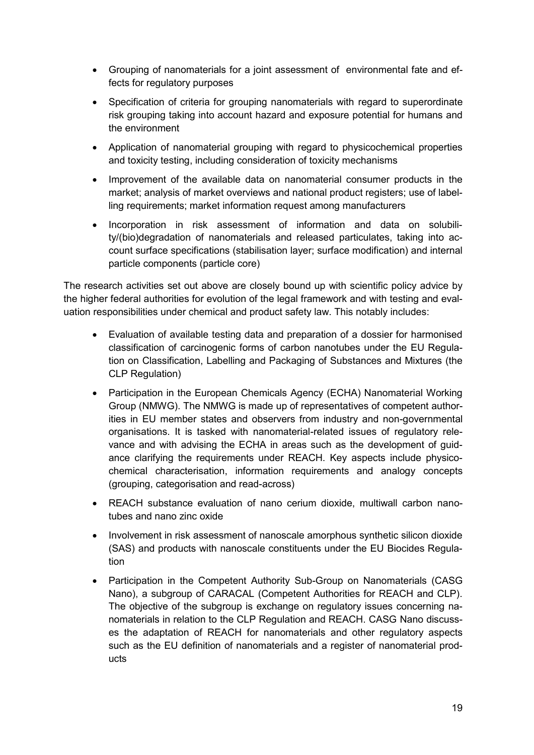- Grouping of nanomaterials for a joint assessment of environmental fate and effects for regulatory purposes
- Specification of criteria for grouping nanomaterials with regard to superordinate risk grouping taking into account hazard and exposure potential for humans and the environment
- Application of nanomaterial grouping with regard to physicochemical properties and toxicity testing, including consideration of toxicity mechanisms
- Improvement of the available data on nanomaterial consumer products in the market; analysis of market overviews and national product registers; use of labelling requirements; market information request among manufacturers
- Incorporation in risk assessment of information and data on solubility/(bio)degradation of nanomaterials and released particulates, taking into account surface specifications (stabilisation layer; surface modification) and internal particle components (particle core)

The research activities set out above are closely bound up with scientific policy advice by the higher federal authorities for evolution of the legal framework and with testing and evaluation responsibilities under chemical and product safety law. This notably includes:

- Evaluation of available testing data and preparation of a dossier for harmonised classification of carcinogenic forms of carbon nanotubes under the EU Regulation on Classification, Labelling and Packaging of Substances and Mixtures (the CLP Regulation)
- Participation in the European Chemicals Agency (ECHA) Nanomaterial Working Group (NMWG). The NMWG is made up of representatives of competent authorities in EU member states and observers from industry and non-governmental organisations. It is tasked with nanomaterial-related issues of regulatory relevance and with advising the ECHA in areas such as the development of guidance clarifying the requirements under REACH. Key aspects include physicochemical characterisation, information requirements and analogy concepts (grouping, categorisation and read-across)
- REACH substance evaluation of nano cerium dioxide, multiwall carbon nanotubes and nano zinc oxide
- Involvement in risk assessment of nanoscale amorphous synthetic silicon dioxide (SAS) and products with nanoscale constituents under the EU Biocides Regulation
- Participation in the Competent Authority Sub-Group on Nanomaterials (CASG Nano), a subgroup of CARACAL (Competent Authorities for REACH and CLP). The objective of the subgroup is exchange on regulatory issues concerning nanomaterials in relation to the CLP Regulation and REACH. CASG Nano discusses the adaptation of REACH for nanomaterials and other regulatory aspects such as the EU definition of nanomaterials and a register of nanomaterial products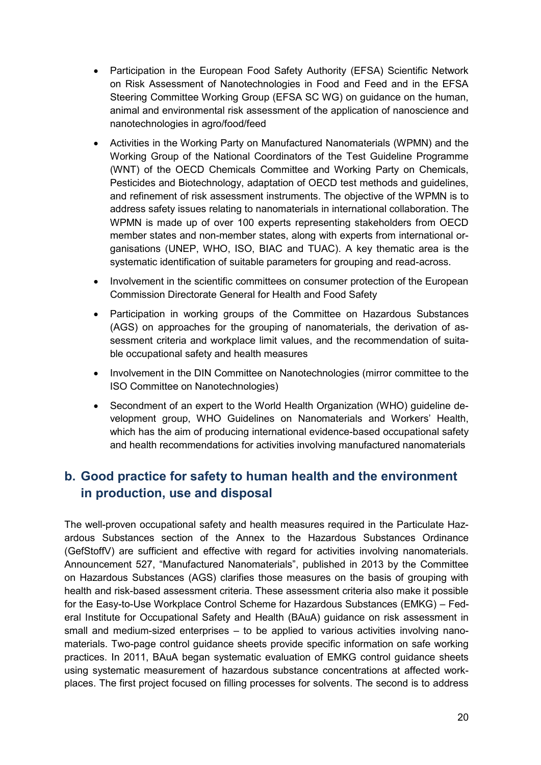- Participation in the European Food Safety Authority (EFSA) Scientific Network on Risk Assessment of Nanotechnologies in Food and Feed and in the EFSA Steering Committee Working Group (EFSA SC WG) on guidance on the human, animal and environmental risk assessment of the application of nanoscience and nanotechnologies in agro/food/feed
- Activities in the Working Party on Manufactured Nanomaterials (WPMN) and the Working Group of the National Coordinators of the Test Guideline Programme (WNT) of the OECD Chemicals Committee and Working Party on Chemicals, Pesticides and Biotechnology, adaptation of OECD test methods and guidelines, and refinement of risk assessment instruments. The objective of the WPMN is to address safety issues relating to nanomaterials in international collaboration. The WPMN is made up of over 100 experts representing stakeholders from OECD member states and non-member states, along with experts from international organisations (UNEP, WHO, ISO, BIAC and TUAC). A key thematic area is the systematic identification of suitable parameters for grouping and read-across.
- Involvement in the scientific committees on consumer protection of the European Commission Directorate General for Health and Food Safety
- Participation in working groups of the Committee on Hazardous Substances (AGS) on approaches for the grouping of nanomaterials, the derivation of assessment criteria and workplace limit values, and the recommendation of suitable occupational safety and health measures
- Involvement in the DIN Committee on Nanotechnologies (mirror committee to the ISO Committee on Nanotechnologies)
- Secondment of an expert to the World Health Organization (WHO) guideline development group, WHO Guidelines on Nanomaterials and Workers' Health, which has the aim of producing international evidence-based occupational safety and health recommendations for activities involving manufactured nanomaterials

## b. Good practice for safety to human health and the environment in production, use and disposal

The well-proven occupational safety and health measures required in the Particulate Hazardous Substances section of the Annex to the Hazardous Substances Ordinance (GefStoffV) are sufficient and effective with regard for activities involving nanomaterials. Announcement 527, "Manufactured Nanomaterials", published in 2013 by the Committee on Hazardous Substances (AGS) clarifies those measures on the basis of grouping with health and risk-based assessment criteria. These assessment criteria also make it possible for the Easy-to-Use Workplace Control Scheme for Hazardous Substances (EMKG) – Federal Institute for Occupational Safety and Health (BAuA) guidance on risk assessment in small and medium-sized enterprises – to be applied to various activities involving nanomaterials. Two-page control guidance sheets provide specific information on safe working practices. In 2011, BAuA began systematic evaluation of EMKG control guidance sheets using systematic measurement of hazardous substance concentrations at affected workplaces. The first project focused on filling processes for solvents. The second is to address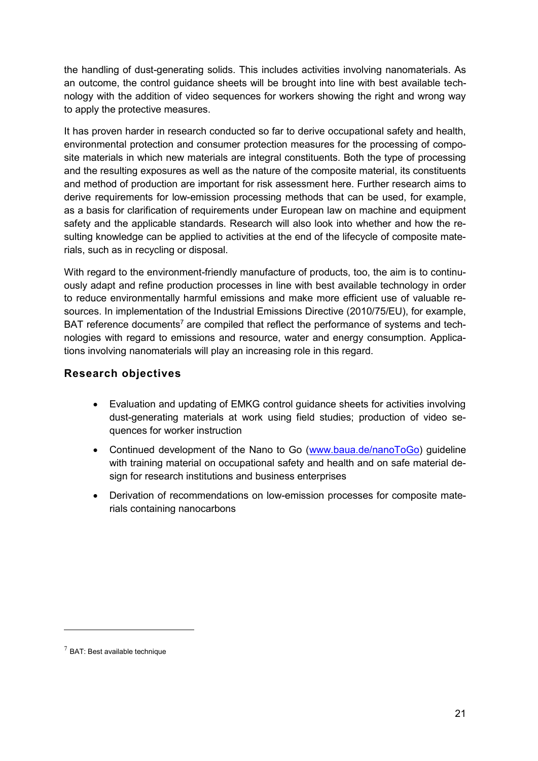the handling of dust-generating solids. This includes activities involving nanomaterials. As an outcome, the control guidance sheets will be brought into line with best available technology with the addition of video sequences for workers showing the right and wrong way to apply the protective measures.

It has proven harder in research conducted so far to derive occupational safety and health, environmental protection and consumer protection measures for the processing of composite materials in which new materials are integral constituents. Both the type of processing and the resulting exposures as well as the nature of the composite material, its constituents and method of production are important for risk assessment here. Further research aims to derive requirements for low-emission processing methods that can be used, for example, as a basis for clarification of requirements under European law on machine and equipment safety and the applicable standards. Research will also look into whether and how the resulting knowledge can be applied to activities at the end of the lifecycle of composite materials, such as in recycling or disposal.

With regard to the environment-friendly manufacture of products, too, the aim is to continuously adapt and refine production processes in line with best available technology in order to reduce environmentally harmful emissions and make more efficient use of valuable resources. In implementation of the Industrial Emissions Directive (2010/75/EU), for example, BAT reference documents[7] are compiled that reflect the performance of systems and technologies with regard to emissions and resource, water and energy consumption. Applications involving nanomaterials will play an increasing role in this regard.

### Research objectives

- Evaluation and updating of EMKG control guidance sheets for activities involving dust-generating materials at work using field studies; production of video sequences for worker instruction
- Continued development of the Nano to Go (www.baua.de/nanoToGo) guideline with training material on occupational safety and health and on safe material design for research institutions and business enterprises
- Derivation of recommendations on low-emission processes for composite materials containing nanocarbons

[7] BAT: Best available technique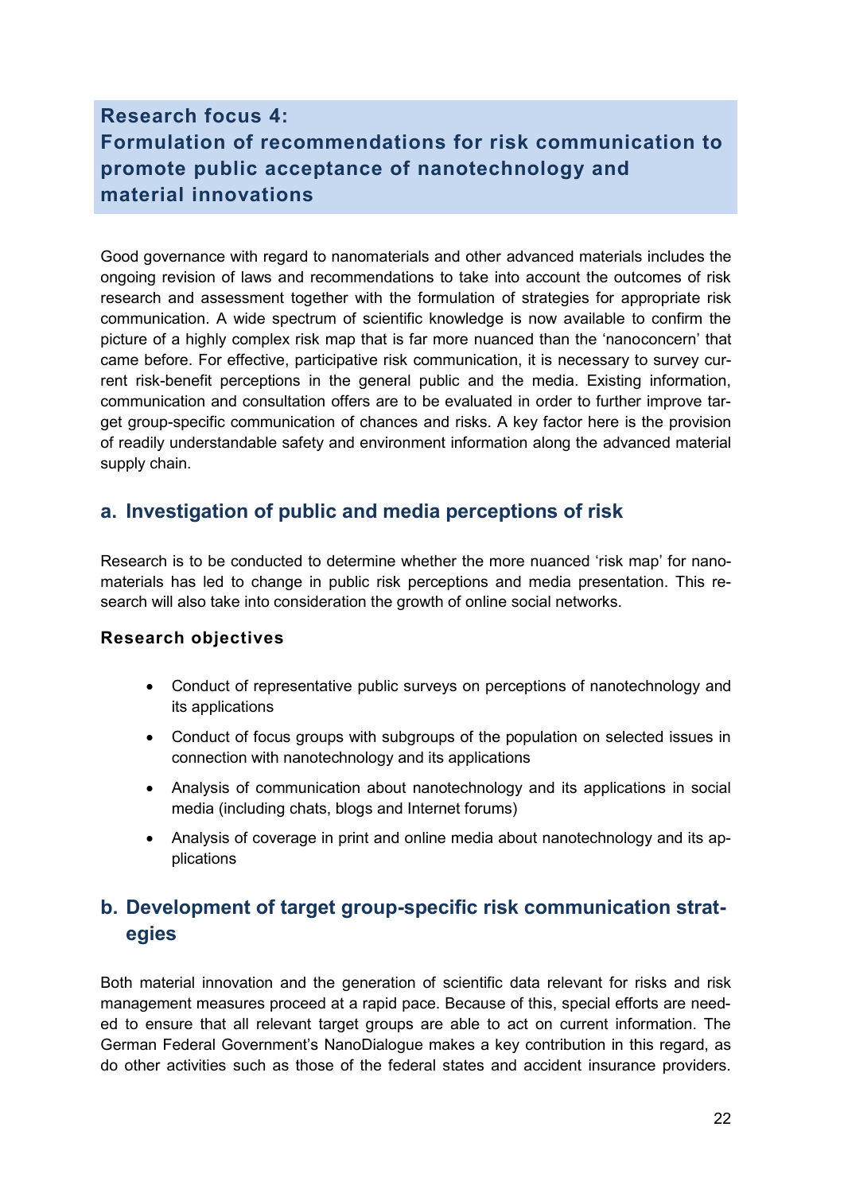## Research focus 4:
## Formulation of recommendations for risk communication to promote public acceptance of nanotechnology and material innovations

Good governance with regard to nanomaterials and other advanced materials includes the ongoing revision of laws and recommendations to take into account the outcomes of risk research and assessment together with the formulation of strategies for appropriate risk communication. A wide spectrum of scientific knowledge is now available to confirm the picture of a highly complex risk map that is far more nuanced than the 'nanoconcern' that came before. For effective, participative risk communication, it is necessary to survey current risk-benefit perceptions in the general public and the media. Existing information, communication and consultation offers are to be evaluated in order to further improve target group-specific communication of chances and risks. A key factor here is the provision of readily understandable safety and environment information along the advanced material supply chain.

### a. Investigation of public and media perceptions of risk

Research is to be conducted to determine whether the more nuanced 'risk map' for nanomaterials has led to change in public risk perceptions and media presentation. This research will also take into consideration the growth of online social networks.

**Research objectives**

- Conduct of representative public surveys on perceptions of nanotechnology and its applications
- Conduct of focus groups with subgroups of the population on selected issues in connection with nanotechnology and its applications
- Analysis of communication about nanotechnology and its applications in social media (including chats, blogs and Internet forums)
- Analysis of coverage in print and online media about nanotechnology and its applications

### b. Development of target group-specific risk communication strategies

Both material innovation and the generation of scientific data relevant for risks and risk management measures proceed at a rapid pace. Because of this, special efforts are needed to ensure that all relevant target groups are able to act on current information. The German Federal Government's NanoDialogue makes a key contribution in this regard, as do other activities such as those of the federal states and accident insurance providers.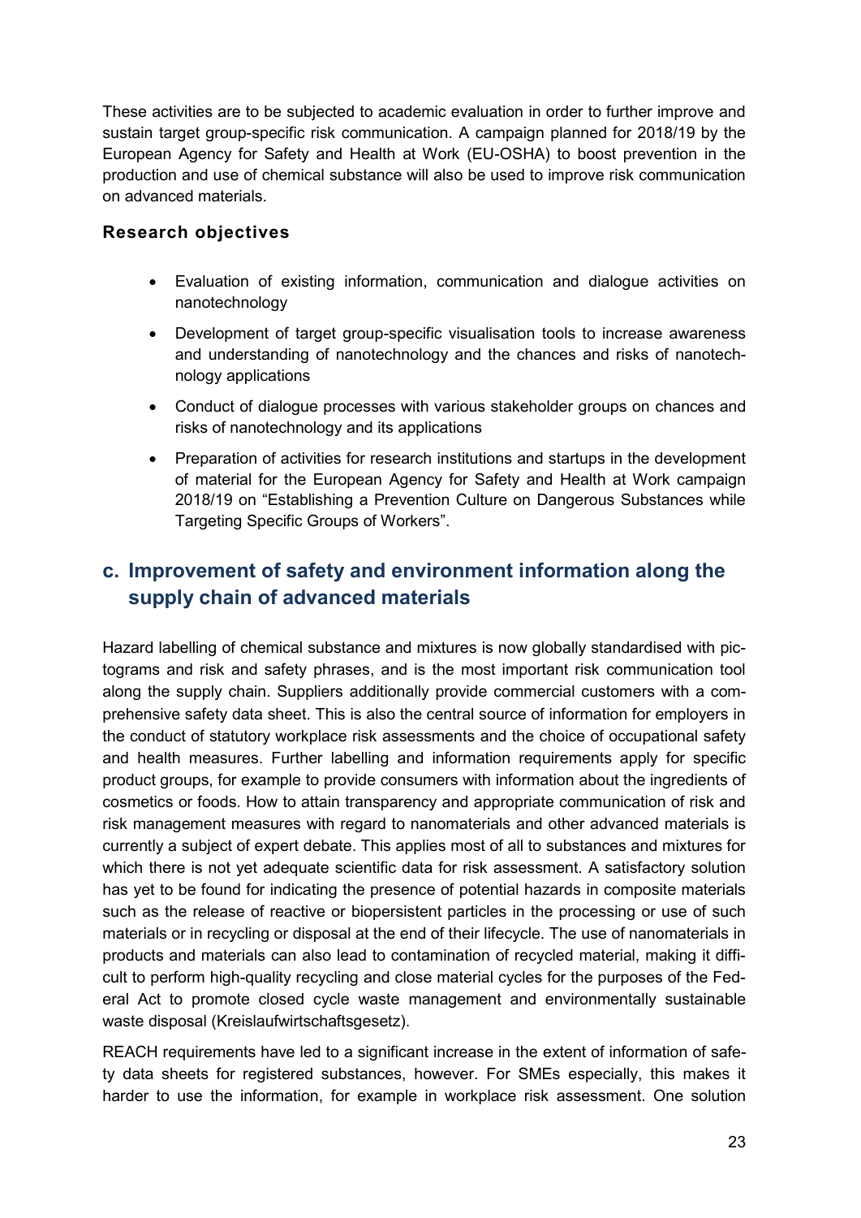These activities are to be subjected to academic evaluation in order to further improve and sustain target group-specific risk communication. A campaign planned for 2018/19 by the European Agency for Safety and Health at Work (EU-OSHA) to boost prevention in the production and use of chemical substance will also be used to improve risk communication on advanced materials.

### Research objectives

- Evaluation of existing information, communication and dialogue activities on nanotechnology
- Development of target group-specific visualisation tools to increase awareness and understanding of nanotechnology and the chances and risks of nanotechnology applications
- Conduct of dialogue processes with various stakeholder groups on chances and risks of nanotechnology and its applications
- Preparation of activities for research institutions and startups in the development of material for the European Agency for Safety and Health at Work campaign 2018/19 on "Establishing a Prevention Culture on Dangerous Substances while Targeting Specific Groups of Workers".

## c. Improvement of safety and environment information along the supply chain of advanced materials

Hazard labelling of chemical substance and mixtures is now globally standardised with pictograms and risk and safety phrases, and is the most important risk communication tool along the supply chain. Suppliers additionally provide commercial customers with a comprehensive safety data sheet. This is also the central source of information for employers in the conduct of statutory workplace risk assessments and the choice of occupational safety and health measures. Further labelling and information requirements apply for specific product groups, for example to provide consumers with information about the ingredients of cosmetics or foods. How to attain transparency and appropriate communication of risk and risk management measures with regard to nanomaterials and other advanced materials is currently a subject of expert debate. This applies most of all to substances and mixtures for which there is not yet adequate scientific data for risk assessment. A satisfactory solution has yet to be found for indicating the presence of potential hazards in composite materials such as the release of reactive or biopersistent particles in the processing or use of such materials or in recycling or disposal at the end of their lifecycle. The use of nanomaterials in products and materials can also lead to contamination of recycled material, making it difficult to perform high-quality recycling and close material cycles for the purposes of the Federal Act to promote closed cycle waste management and environmentally sustainable waste disposal (Kreislaufwirtschaftsgesetz).

REACH requirements have led to a significant increase in the extent of information of safety data sheets for registered substances, however. For SMEs especially, this makes it harder to use the information, for example in workplace risk assessment. One solution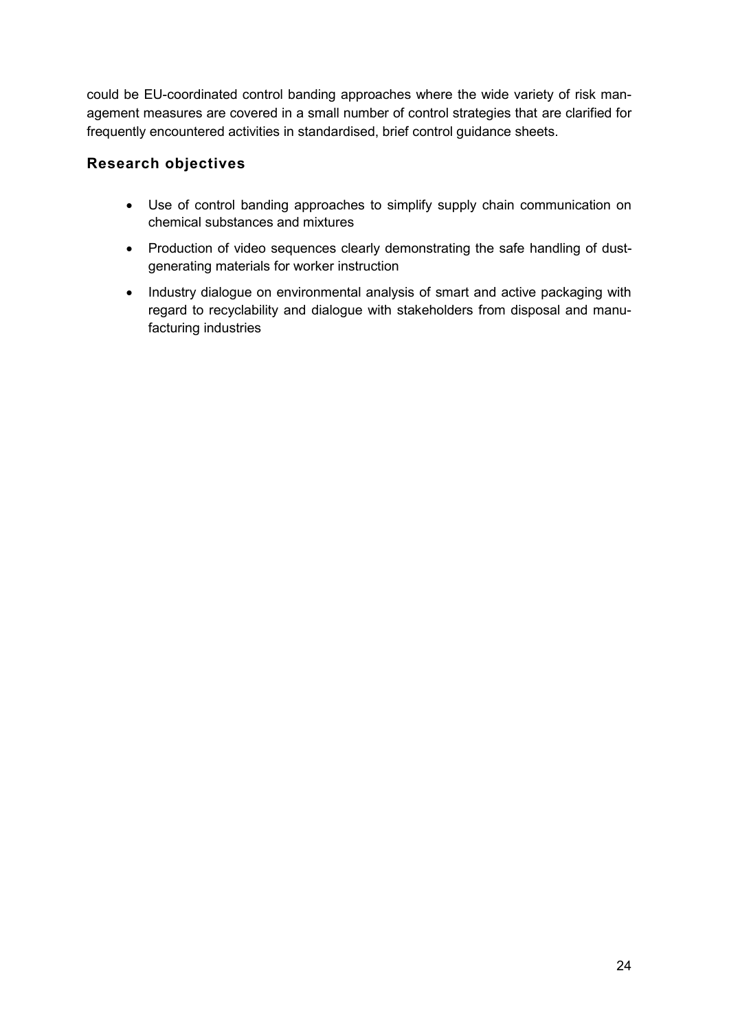could be EU-coordinated control banding approaches where the wide variety of risk management measures are covered in a small number of control strategies that are clarified for frequently encountered activities in standardised, brief control guidance sheets.

## Research objectives

- Use of control banding approaches to simplify supply chain communication on chemical substances and mixtures
- Production of video sequences clearly demonstrating the safe handling of dust-generating materials for worker instruction
- Industry dialogue on environmental analysis of smart and active packaging with regard to recyclability and dialogue with stakeholders from disposal and manufacturing industries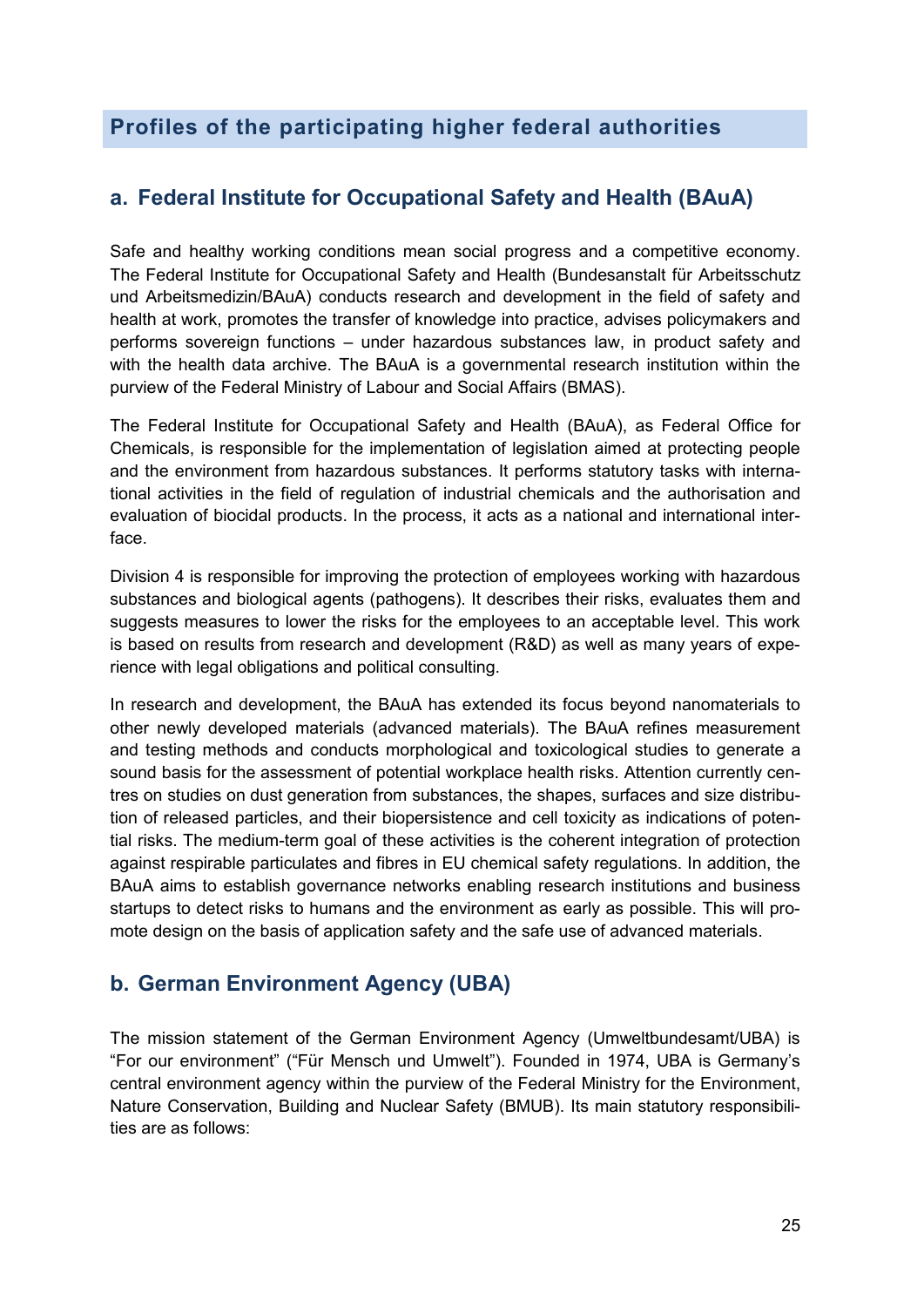## Profiles of the participating higher federal authorities

### a. Federal Institute for Occupational Safety and Health (BAuA)

Safe and healthy working conditions mean social progress and a competitive economy. The Federal Institute for Occupational Safety and Health (Bundesanstalt für Arbeitsschutz und Arbeitsmedizin/BAuA) conducts research and development in the field of safety and health at work, promotes the transfer of knowledge into practice, advises policymakers and performs sovereign functions – under hazardous substances law, in product safety and with the health data archive. The BAuA is a governmental research institution within the purview of the Federal Ministry of Labour and Social Affairs (BMAS).

The Federal Institute for Occupational Safety and Health (BAuA), as Federal Office for Chemicals, is responsible for the implementation of legislation aimed at protecting people and the environment from hazardous substances. It performs statutory tasks with international activities in the field of regulation of industrial chemicals and the authorisation and evaluation of biocidal products. In the process, it acts as a national and international interface.

Division 4 is responsible for improving the protection of employees working with hazardous substances and biological agents (pathogens). It describes their risks, evaluates them and suggests measures to lower the risks for the employees to an acceptable level. This work is based on results from research and development (R&D) as well as many years of experience with legal obligations and political consulting.

In research and development, the BAuA has extended its focus beyond nanomaterials to other newly developed materials (advanced materials). The BAuA refines measurement and testing methods and conducts morphological and toxicological studies to generate a sound basis for the assessment of potential workplace health risks. Attention currently centres on studies on dust generation from substances, the shapes, surfaces and size distribution of released particles, and their biopersistence and cell toxicity as indications of potential risks. The medium-term goal of these activities is the coherent integration of protection against respirable particulates and fibres in EU chemical safety regulations. In addition, the BAuA aims to establish governance networks enabling research institutions and business startups to detect risks to humans and the environment as early as possible. This will promote design on the basis of application safety and the safe use of advanced materials.

### b. German Environment Agency (UBA)

The mission statement of the German Environment Agency (Umweltbundesamt/UBA) is "For our environment" ("Für Mensch und Umwelt"). Founded in 1974, UBA is Germany's central environment agency within the purview of the Federal Ministry for the Environment, Nature Conservation, Building and Nuclear Safety (BMUB). Its main statutory responsibilities are as follows: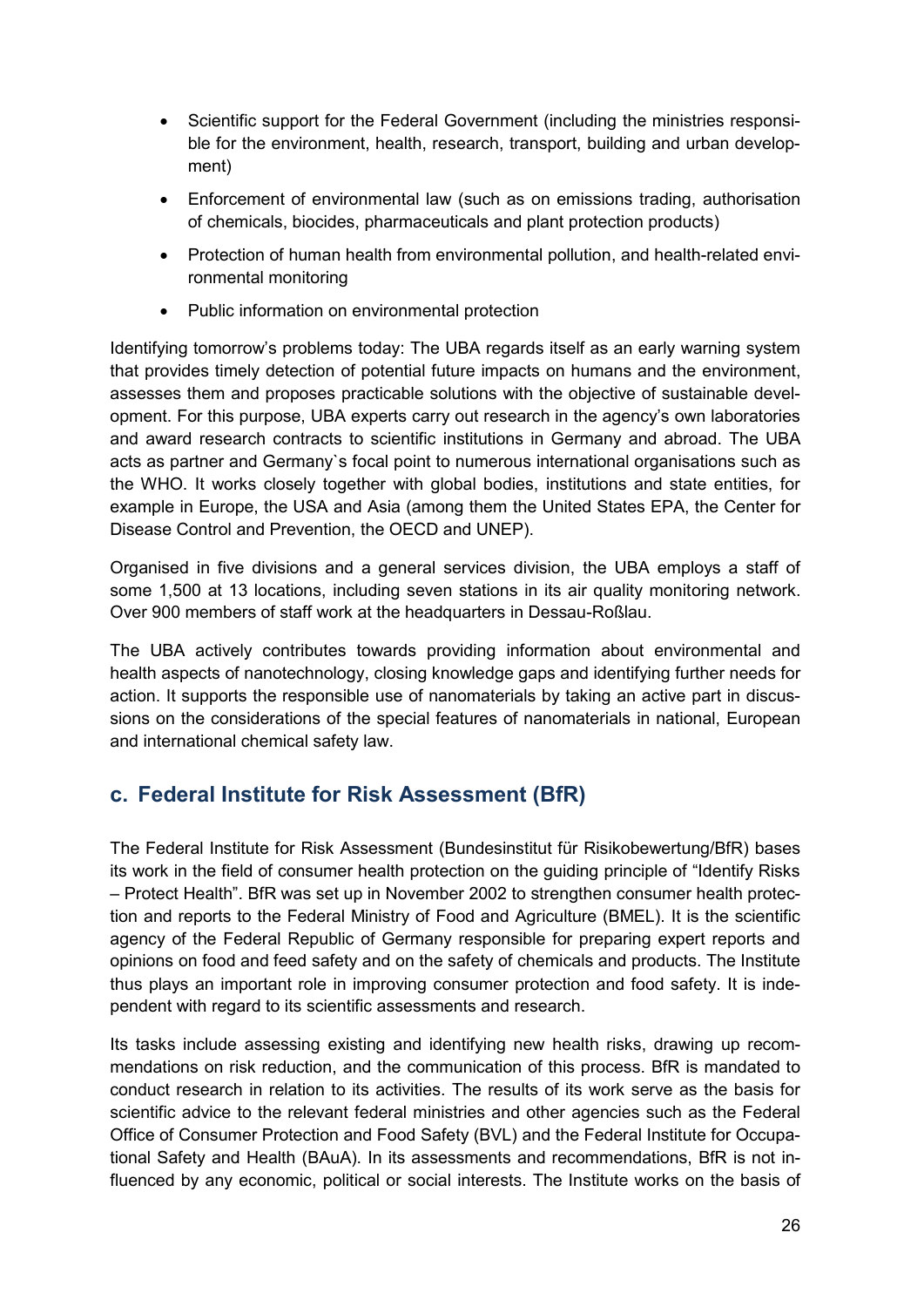- Scientific support for the Federal Government (including the ministries responsible for the environment, health, research, transport, building and urban development)
- Enforcement of environmental law (such as on emissions trading, authorisation of chemicals, biocides, pharmaceuticals and plant protection products)
- Protection of human health from environmental pollution, and health-related environmental monitoring
- Public information on environmental protection

Identifying tomorrow's problems today: The UBA regards itself as an early warning system that provides timely detection of potential future impacts on humans and the environment, assesses them and proposes practicable solutions with the objective of sustainable development. For this purpose, UBA experts carry out research in the agency's own laboratories and award research contracts to scientific institutions in Germany and abroad. The UBA acts as partner and Germany`s focal point to numerous international organisations such as the WHO. It works closely together with global bodies, institutions and state entities, for example in Europe, the USA and Asia (among them the United States EPA, the Center for Disease Control and Prevention, the OECD and UNEP).

Organised in five divisions and a general services division, the UBA employs a staff of some 1,500 at 13 locations, including seven stations in its air quality monitoring network. Over 900 members of staff work at the headquarters in Dessau-Roßlau.

The UBA actively contributes towards providing information about environmental and health aspects of nanotechnology, closing knowledge gaps and identifying further needs for action. It supports the responsible use of nanomaterials by taking an active part in discussions on the considerations of the special features of nanomaterials in national, European and international chemical safety law.

## c. Federal Institute for Risk Assessment (BfR)

The Federal Institute for Risk Assessment (Bundesinstitut für Risikobewertung/BfR) bases its work in the field of consumer health protection on the guiding principle of "Identify Risks – Protect Health". BfR was set up in November 2002 to strengthen consumer health protection and reports to the Federal Ministry of Food and Agriculture (BMEL). It is the scientific agency of the Federal Republic of Germany responsible for preparing expert reports and opinions on food and feed safety and on the safety of chemicals and products. The Institute thus plays an important role in improving consumer protection and food safety. It is independent with regard to its scientific assessments and research.

Its tasks include assessing existing and identifying new health risks, drawing up recommendations on risk reduction, and the communication of this process. BfR is mandated to conduct research in relation to its activities. The results of its work serve as the basis for scientific advice to the relevant federal ministries and other agencies such as the Federal Office of Consumer Protection and Food Safety (BVL) and the Federal Institute for Occupational Safety and Health (BAuA). In its assessments and recommendations, BfR is not influenced by any economic, political or social interests. The Institute works on the basis of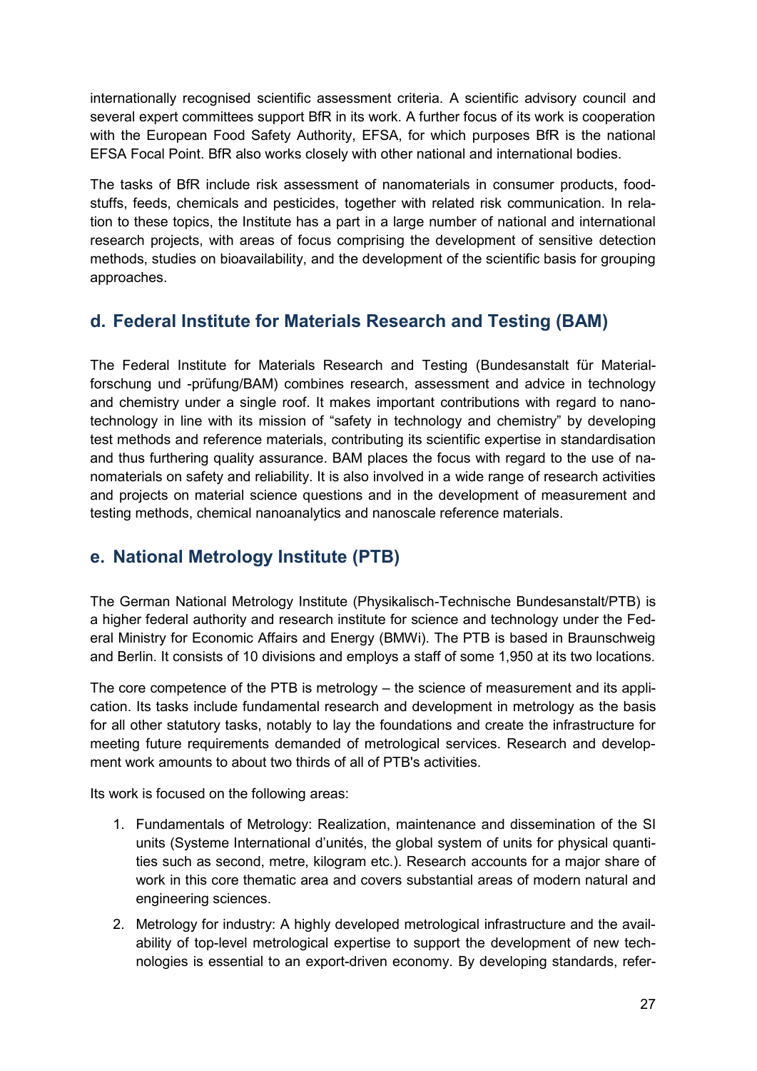internationally recognised scientific assessment criteria. A scientific advisory council and several expert committees support BfR in its work. A further focus of its work is cooperation with the European Food Safety Authority, EFSA, for which purposes BfR is the national EFSA Focal Point. BfR also works closely with other national and international bodies.

The tasks of BfR include risk assessment of nanomaterials in consumer products, foodstuffs, feeds, chemicals and pesticides, together with related risk communication. In relation to these topics, the Institute has a part in a large number of national and international research projects, with areas of focus comprising the development of sensitive detection methods, studies on bioavailability, and the development of the scientific basis for grouping approaches.

## d. Federal Institute for Materials Research and Testing (BAM)

The Federal Institute for Materials Research and Testing (Bundesanstalt für Materialforschung und -prüfung/BAM) combines research, assessment and advice in technology and chemistry under a single roof. It makes important contributions with regard to nanotechnology in line with its mission of "safety in technology and chemistry" by developing test methods and reference materials, contributing its scientific expertise in standardisation and thus furthering quality assurance. BAM places the focus with regard to the use of nanomaterials on safety and reliability. It is also involved in a wide range of research activities and projects on material science questions and in the development of measurement and testing methods, chemical nanoanalytics and nanoscale reference materials.

## e. National Metrology Institute (PTB)

The German National Metrology Institute (Physikalisch-Technische Bundesanstalt/PTB) is a higher federal authority and research institute for science and technology under the Federal Ministry for Economic Affairs and Energy (BMWi). The PTB is based in Braunschweig and Berlin. It consists of 10 divisions and employs a staff of some 1,950 at its two locations.

The core competence of the PTB is metrology – the science of measurement and its application. Its tasks include fundamental research and development in metrology as the basis for all other statutory tasks, notably to lay the foundations and create the infrastructure for meeting future requirements demanded of metrological services. Research and development work amounts to about two thirds of all of PTB's activities.

Its work is focused on the following areas:

1. Fundamentals of Metrology: Realization, maintenance and dissemination of the SI units (Systeme International d'unités, the global system of units for physical quantities such as second, metre, kilogram etc.). Research accounts for a major share of work in this core thematic area and covers substantial areas of modern natural and engineering sciences.
2. Metrology for industry: A highly developed metrological infrastructure and the availability of top-level metrological expertise to support the development of new technologies is essential to an export-driven economy. By developing standards, refer-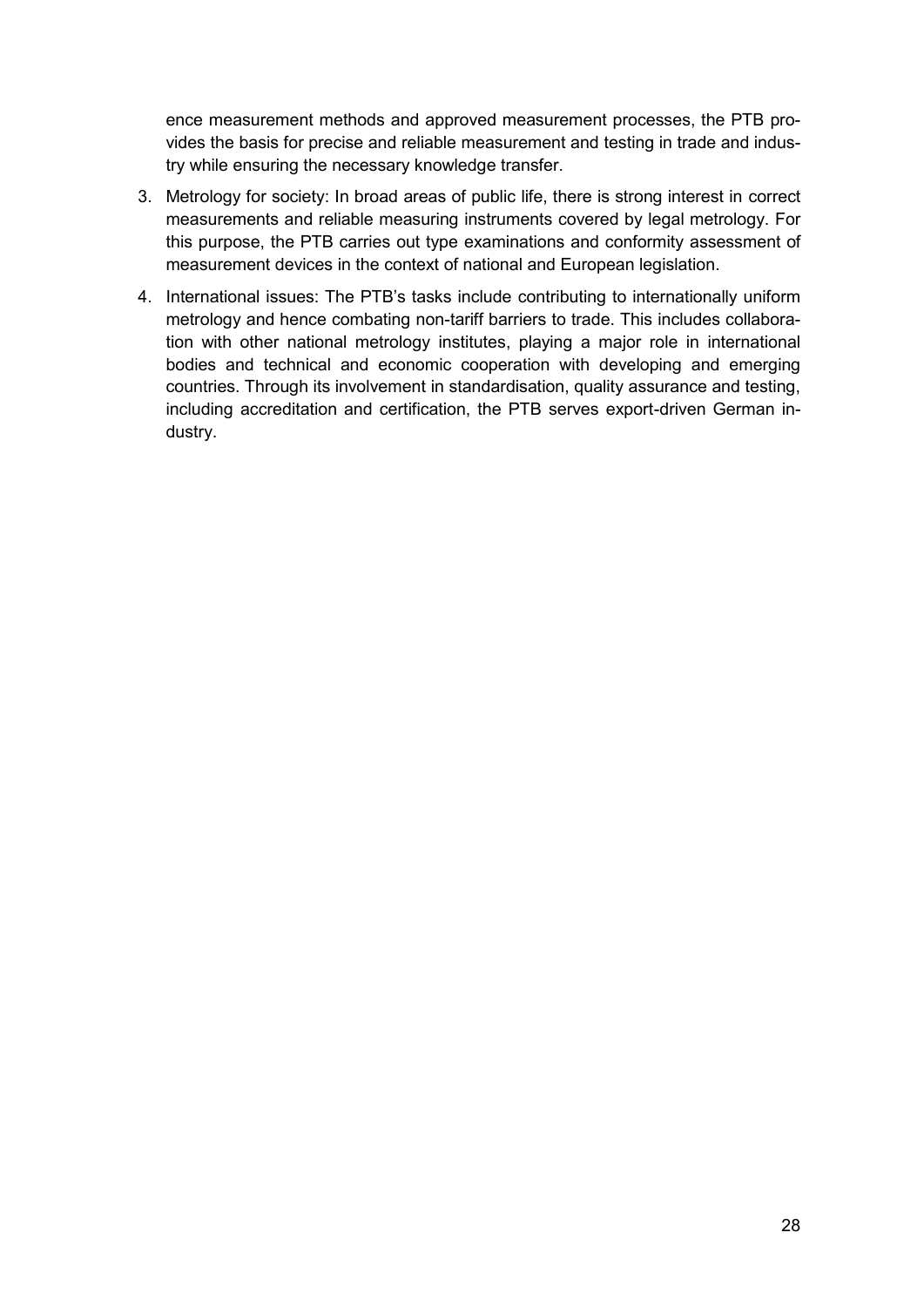ence measurement methods and approved measurement processes, the PTB provides the basis for precise and reliable measurement and testing in trade and industry while ensuring the necessary knowledge transfer.

3. Metrology for society: In broad areas of public life, there is strong interest in correct measurements and reliable measuring instruments covered by legal metrology. For this purpose, the PTB carries out type examinations and conformity assessment of measurement devices in the context of national and European legislation.
4. International issues: The PTB's tasks include contributing to internationally uniform metrology and hence combating non-tariff barriers to trade. This includes collaboration with other national metrology institutes, playing a major role in international bodies and technical and economic cooperation with developing and emerging countries. Through its involvement in standardisation, quality assurance and testing, including accreditation and certification, the PTB serves export-driven German industry.